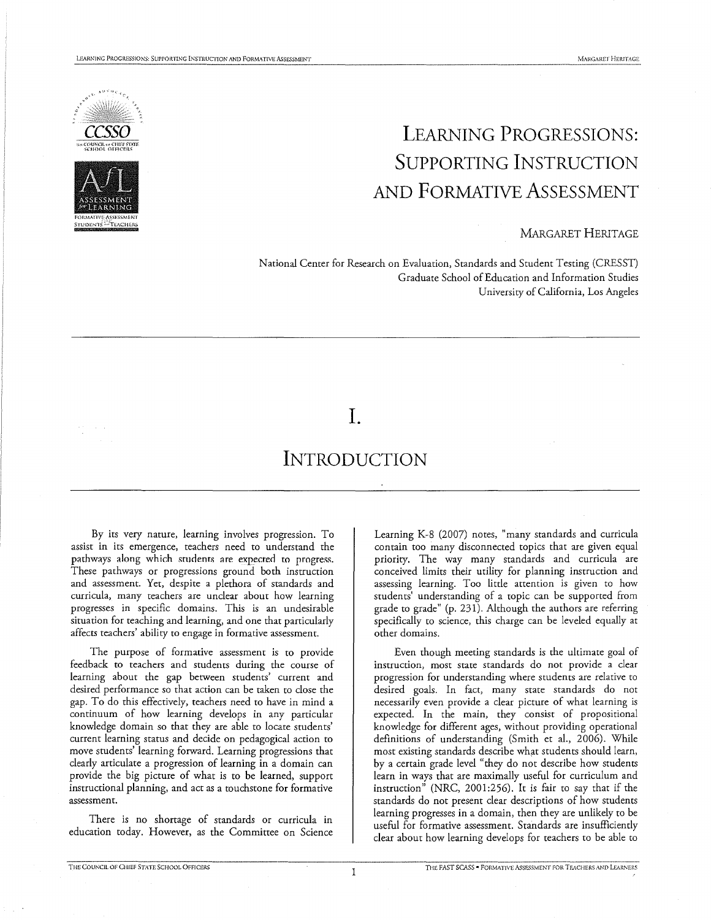# LEARNING PROGRESSIONS: SUPPORTING INSTRUCTION AND FORMATIVE ASSESSMENT

MARGARET HERITAGE

National Center for Research on Evaluation, Standards and Student Testing (CRESST)
Graduate School of Education and Information Studies
University of California, Los Angeles

## I. INTRODUCTION

By its very nature, learning involves progression. To assist in its emergence, teachers need to understand the pathways along which students are expected to progress. These pathways or progressions ground both instruction and assessment. Yet, despite a plethora of standards and curricula, many teachers are unclear about how learning progresses in specific domains. This is an undesirable situation for teaching and learning, and one that particularly affects teachers' ability to engage in formative assessment.

The purpose of formative assessment is to provide feedback to teachers and students during the course of learning about the gap between students' current and desired performance so that action can be taken to close the gap. To do this effectively, teachers need to have in mind a continuum of how learning develops in any particular knowledge domain so that they are able to locate students' current learning status and decide on pedagogical action to move students' learning forward. Learning progressions that clearly articulate a progression of learning in a domain can provide the big picture of what is to be learned, support instructional planning, and act as a touchstone for formative assessment.

There is no shortage of standards or curricula in education today. However, as the Committee on Science Learning K-8 (2007) notes, "many standards and curricula contain too many disconnected topics that are given equal priority. The way many standards and curricula are conceived limits their utility for planning instruction and assessing learning. Too little attention is given to how students' understanding of a topic can be supported from grade to grade" (p. 231). Although the authors are referring specifically to science, this charge can be leveled equally at other domains.

Even though meeting standards is the ultimate goal of instruction, most state standards do not provide a clear progression for understanding where students are relative to desired goals. In fact, many state standards do not necessarily even provide a clear picture of what learning is expected. In the main, they consist of propositional knowledge for different ages, without providing operational definitions of understanding (Smith et al., 2006). While most existing standards describe what students should learn, by a certain grade level "they do not describe how students learn in ways that are maximally useful for curriculum and instruction" (NRC, 2001:256). It is fair to say that if the standards do not present clear descriptions of how students learning progresses in a domain, then they are unlikely to be useful for formative assessment. Standards are insufficiently clear about how learning develops for teachers to be able to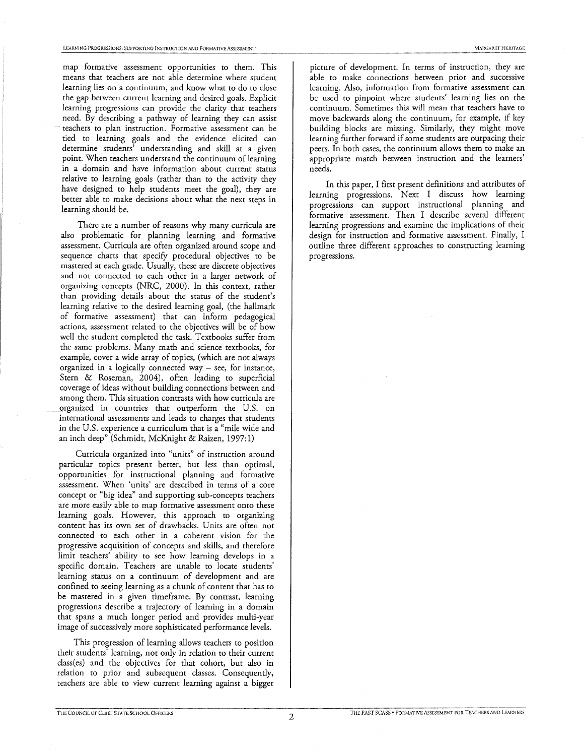map formative assessment opportunities to them. This means that teachers are not able determine where student learning lies on a continuum, and know what to do to close the gap between current learning and desired goals. Explicit learning progressions can provide the clarity that teachers need. By describing a pathway of learning they can assist teachers to plan instruction. Formative assessment can be tied to learning goals and the evidence elicited can determine students' understanding and skill at a given point. When teachers understand the continuum of learning in a domain and have information about current status relative to learning goals (rather than to the activity they have designed to help students meet the goal), they are better able to make decisions about what the next steps in learning should be.

There are a number of reasons why many curricula are also problematic for planning learning and formative assessment. Curricula are often organized around scope and sequence charts that specify procedural objectives to be mastered at each grade. Usually, these are discrete objectives and not connected to each other in a larger network of organizing concepts (NRC, 2000). In this context, rather than providing details about the status of the student's learning relative to the desired learning goal, (the hallmark of formative assessment) that can inform pedagogical actions, assessment related to the objectives will be of how well the student completed the task. Textbooks suffer from the same problems. Many math and science textbooks, for example, cover a wide array of topics, (which are not always organized in a logically connected way – see, for instance, Stern & Roseman, 2004), often leading to superficial coverage of ideas without building connections between and among them. This situation contrasts with how curricula are organized in countries that outperform the U.S. on international assessments and leads to charges that students in the U.S. experience a curriculum that is a "mile wide and an inch deep" (Schmidt, McKnight & Raizen, 1997:1)

Curricula organized into "units" of instruction around particular topics present better, but less than optimal, opportunities for instructional planning and formative assessment. When 'units' are described in terms of a core concept or "big idea" and supporting sub-concepts teachers are more easily able to map formative assessment onto these learning goals. However, this approach to organizing content has its own set of drawbacks. Units are often not connected to each other in a coherent vision for the progressive acquisition of concepts and skills, and therefore limit teachers' ability to see how learning develops in a specific domain. Teachers are unable to locate students' learning status on a continuum of development and are confined to seeing learning as a chunk of content that has to be mastered in a given timeframe. By contrast, learning progressions describe a trajectory of learning in a domain that spans a much longer period and provides multi-year image of successively more sophisticated performance levels.

This progression of learning allows teachers to position their students' learning, not only in relation to their current class(es) and the objectives for that cohort, but also in relation to prior and subsequent classes. Consequently, teachers are able to view current learning against a bigger picture of development. In terms of instruction, they are able to make connections between prior and successive learning. Also, information from formative assessment can be used to pinpoint where students' learning lies on the continuum. Sometimes this will mean that teachers have to move backwards along the continuum, for example, if key building blocks are missing. Similarly, they might move learning further forward if some students are outpacing their peers. In both cases, the continuum allows them to make an appropriate match between instruction and the learners' needs.

In this paper, I first present definitions and attributes of learning progressions. Next I discuss how learning progressions can support instructional planning and formative assessment. Then I describe several different learning progressions and examine the implications of their design for instruction and formative assessment. Finally, I outline three different approaches to constructing learning progressions.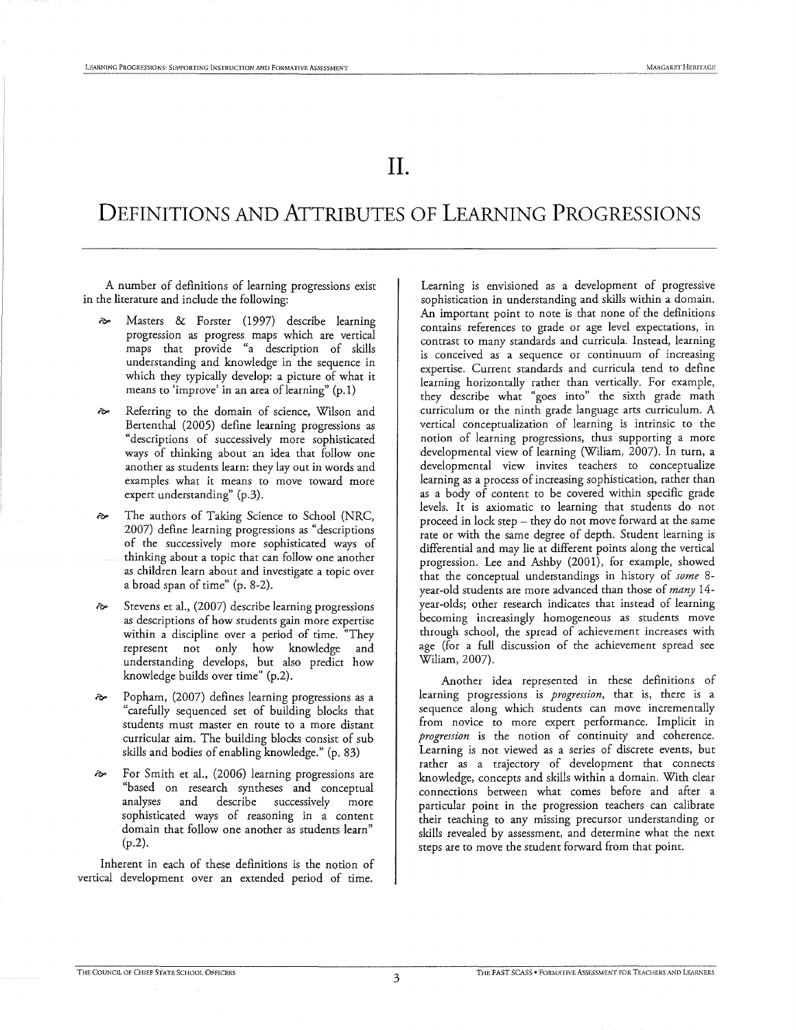# II.

# Definitions and Attributes of Learning Progressions

A number of definitions of learning progressions exist in the literature and include the following:

- Masters & Forster (1997) describe learning progression as progress maps which are vertical maps that provide "a description of skills understanding and knowledge in the sequence in which they typically develop: a picture of what it means to 'improve' in an area of learning" (p.1)
- Referring to the domain of science, Wilson and Bertenthal (2005) define learning progressions as "descriptions of successively more sophisticated ways of thinking about an idea that follow one another as students learn: they lay out in words and examples what it means to move toward more expert understanding" (p.3).
- The authors of Taking Science to School (NRC, 2007) define learning progressions as "descriptions of the successively more sophisticated ways of thinking about a topic that can follow one another as children learn about and investigate a topic over a broad span of time" (p. 8-2).
- Stevens et al., (2007) describe learning progressions as descriptions of how students gain more expertise within a discipline over a period of time. "They represent not only how knowledge and understanding develops, but also predict how knowledge builds over time" (p.2).
- Popham, (2007) defines learning progressions as a "carefully sequenced set of building blocks that students must master en route to a more distant curricular aim. The building blocks consist of sub skills and bodies of enabling knowledge." (p. 83)
- For Smith et al., (2006) learning progressions are "based on research syntheses and conceptual analyses and describe successively more sophisticated ways of reasoning in a content domain that follow one another as students learn" (p.2).

Inherent in each of these definitions is the notion of vertical development over an extended period of time. Learning is envisioned as a development of progressive sophistication in understanding and skills within a domain. An important point to note is that none of the definitions contains references to grade or age level expectations, in contrast to many standards and curricula. Instead, learning is conceived as a sequence or continuum of increasing expertise. Current standards and curricula tend to define learning horizontally rather than vertically. For example, they describe what "goes into" the sixth grade math curriculum or the ninth grade language arts curriculum. A vertical conceptualization of learning is intrinsic to the notion of learning progressions, thus supporting a more developmental view of learning (Wiliam, 2007). In turn, a developmental view invites teachers to conceptualize learning as a process of increasing sophistication, rather than as a body of content to be covered within specific grade levels. It is axiomatic to learning that students do not proceed in lock step – they do not move forward at the same rate or with the same degree of depth. Student learning is differential and may lie at different points along the vertical progression. Lee and Ashby (2001), for example, showed that the conceptual understandings in history of *some* 8-year-old students are more advanced than those of *many* 14-year-olds; other research indicates that instead of learning becoming increasingly homogeneous as students move through school, the spread of achievement increases with age (for a full discussion of the achievement spread see Wiliam, 2007).

Another idea represented in these definitions of learning progressions is *progression*, that is, there is a sequence along which students can move incrementally from novice to more expert performance. Implicit in *progression* is the notion of continuity and coherence. Learning is not viewed as a series of discrete events, but rather as a trajectory of development that connects knowledge, concepts and skills within a domain. With clear connections between what comes before and after a particular point in the progression teachers can calibrate their teaching to any missing precursor understanding or skills revealed by assessment, and determine what the next steps are to move the student forward from that point.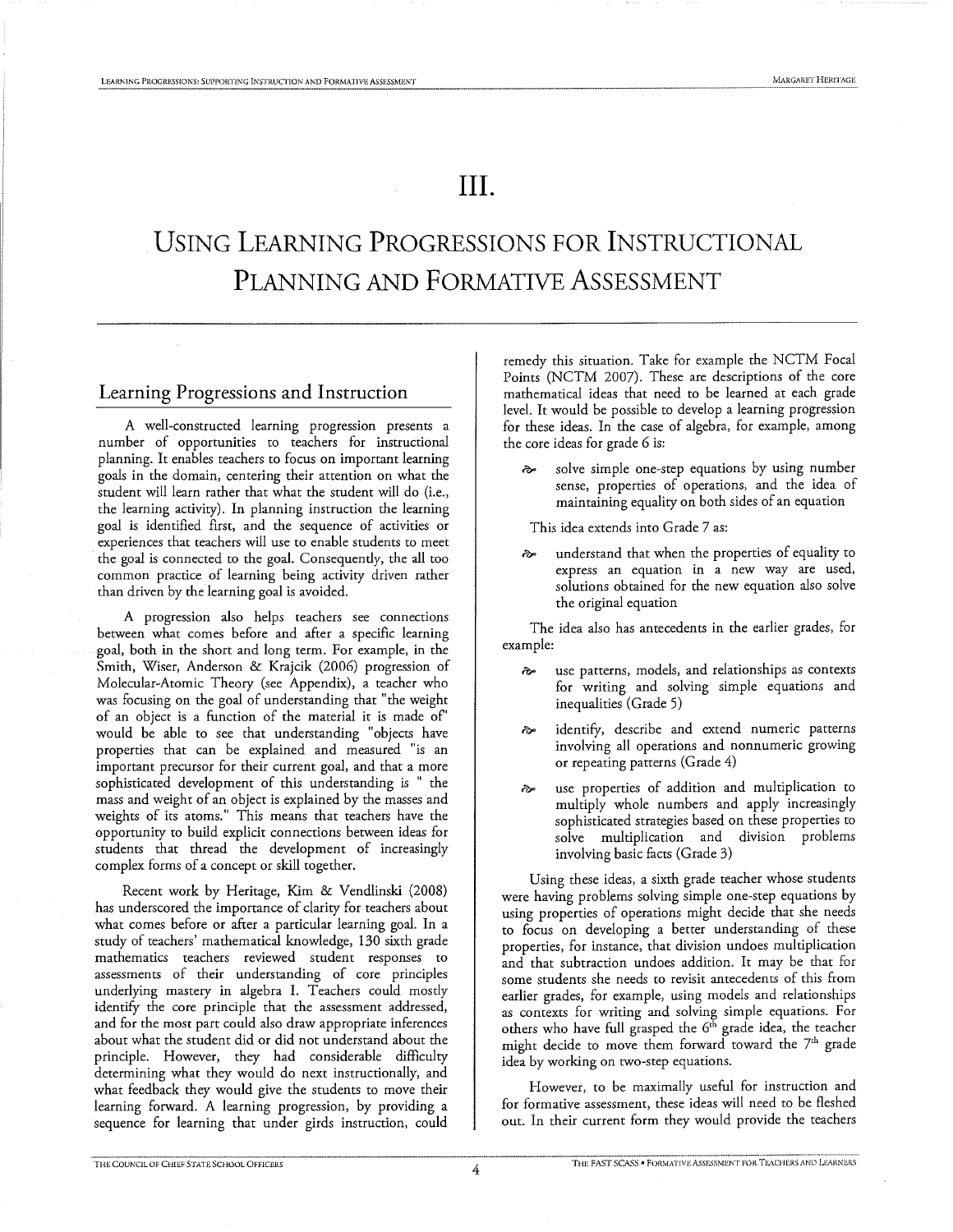# III.

# Using Learning Progressions for Instructional Planning and Formative Assessment

## Learning Progressions and Instruction

A well-constructed learning progression presents a number of opportunities to teachers for instructional planning. It enables teachers to focus on important learning goals in the domain, centering their attention on what the student will learn rather that what the student will do (i.e., the learning activity). In planning instruction the learning goal is identified first, and the sequence of activities or experiences that teachers will use to enable students to meet the goal is connected to the goal. Consequently, the all too common practice of learning being activity driven rather than driven by the learning goal is avoided.

A progression also helps teachers see connections between what comes before and after a specific learning goal, both in the short and long term. For example, in the Smith, Wiser, Anderson & Krajcik (2006) progression of Molecular-Atomic Theory (see Appendix), a teacher who was focusing on the goal of understanding that "the weight of an object is a function of the material it is made of" would be able to see that understanding "objects have properties that can be explained and measured "is an important precursor for their current goal, and that a more sophisticated development of this understanding is " the mass and weight of an object is explained by the masses and weights of its atoms." This means that teachers have the opportunity to build explicit connections between ideas for students that thread the development of increasingly complex forms of a concept or skill together.

Recent work by Heritage, Kim & Vendlinski (2008) has underscored the importance of clarity for teachers about what comes before or after a particular learning goal. In a study of teachers' mathematical knowledge, 130 sixth grade mathematics teachers reviewed student responses to assessments of their understanding of core principles underlying mastery in algebra I. Teachers could mostly identify the core principle that the assessment addressed, and for the most part could also draw appropriate inferences about what the student did or did not understand about the principle. However, they had considerable difficulty determining what they would do next instructionally, and what feedback they would give the students to move their learning forward. A learning progression, by providing a sequence for learning that under girds instruction, could remedy this situation. Take for example the NCTM Focal Points (NCTM 2007). These are descriptions of the core mathematical ideas that need to be learned at each grade level. It would be possible to develop a learning progression for these ideas. In the case of algebra, for example, among the core ideas for grade 6 is:

- solve simple one-step equations by using number sense, properties of operations, and the idea of maintaining equality on both sides of an equation

This idea extends into Grade 7 as:

- understand that when the properties of equality to express an equation in a new way are used, solutions obtained for the new equation also solve the original equation

The idea also has antecedents in the earlier grades, for example:

- use patterns, models, and relationships as contexts for writing and solving simple equations and inequalities (Grade 5)
- identify, describe and extend numeric patterns involving all operations and nonnumeric growing or repeating patterns (Grade 4)
- use properties of addition and multiplication to multiply whole numbers and apply increasingly sophisticated strategies based on these properties to solve multiplication and division problems involving basic facts (Grade 3)

Using these ideas, a sixth grade teacher whose students were having problems solving simple one-step equations by using properties of operations might decide that she needs to focus on developing a better understanding of these properties, for instance, that division undoes multiplication and that subtraction undoes addition. It may be that for some students she needs to revisit antecedents of this from earlier grades, for example, using models and relationships as contexts for writing and solving simple equations. For others who have full grasped the 6th grade idea, the teacher might decide to move them forward toward the 7th grade idea by working on two-step equations.

However, to be maximally useful for instruction and for formative assessment, these ideas will need to be fleshed out. In their current form they would provide the teachers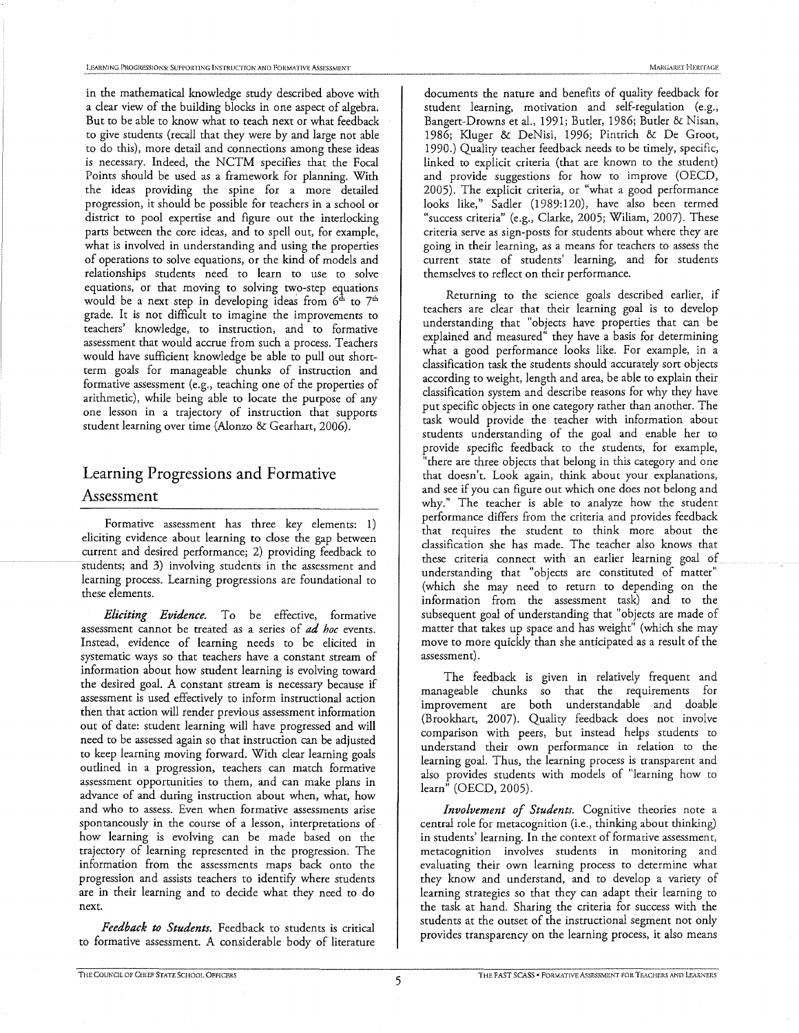in the mathematical knowledge study described above with a clear view of the building blocks in one aspect of algebra. But to be able to know what to teach next or what feedback to give students (recall that they were by and large not able to do this), more detail and connections among these ideas is necessary. Indeed, the NCTM specifies that the Focal Points should be used as a framework for planning. With the ideas providing the spine for a more detailed progression, it should be possible for teachers in a school or district to pool expertise and figure out the interlocking parts between the core ideas, and to spell out, for example, what is involved in understanding and using the properties of operations to solve equations, or the kind of models and relationships students need to learn to use to solve equations, or that moving to solving two-step equations would be a next step in developing ideas from 6th to 7th grade. It is not difficult to imagine the improvements to teachers' knowledge, to instruction, and to formative assessment that would accrue from such a process. Teachers would have sufficient knowledge be able to pull out short-term goals for manageable chunks of instruction and formative assessment (e.g., teaching one of the properties of arithmetic), while being able to locate the purpose of any one lesson in a trajectory of instruction that supports student learning over time (Alonzo & Gearhart, 2006).

## Learning Progressions and Formative Assessment

Formative assessment has three key elements: 1) eliciting evidence about learning to close the gap between current and desired performance; 2) providing feedback to students; and 3) involving students in the assessment and learning process. Learning progressions are foundational to these elements.

***Eliciting Evidence.*** To be effective, formative assessment cannot be treated as a series of *ad hoc* events. Instead, evidence of learning needs to be elicited in systematic ways so that teachers have a constant stream of information about how student learning is evolving toward the desired goal. A constant stream is necessary because if assessment is used effectively to inform instructional action then that action will render previous assessment information out of date: student learning will have progressed and will need to be assessed again so that instruction can be adjusted to keep learning moving forward. With clear learning goals outlined in a progression, teachers can match formative assessment opportunities to them, and can make plans in advance of and during instruction about when, what, how and who to assess. Even when formative assessments arise spontaneously in the course of a lesson, interpretations of how learning is evolving can be made based on the trajectory of learning represented in the progression. The information from the assessments maps back onto the progression and assists teachers to identify where students are in their learning and to decide what they need to do next.

***Feedback to Students.*** Feedback to students is critical to formative assessment. A considerable body of literature documents the nature and benefits of quality feedback for student learning, motivation and self-regulation (e.g., Bangert-Drowns et al., 1991; Butler, 1986; Butler & Nisan, 1986; Kluger & DeNisi, 1996; Pintrich & De Groot, 1990.) Quality teacher feedback needs to be timely, specific, linked to explicit criteria (that are known to the student) and provide suggestions for how to improve (OECD, 2005). The explicit criteria, or "what a good performance looks like," Sadler (1989:120), have also been termed "success criteria" (e.g., Clarke, 2005; Wiliam, 2007). These criteria serve as sign-posts for students about where they are going in their learning, as a means for teachers to assess the current state of students' learning, and for students themselves to reflect on their performance.

Returning to the science goals described earlier, if teachers are clear that their learning goal is to develop understanding that "objects have properties that can be explained and measured" they have a basis for determining what a good performance looks like. For example, in a classification task the students should accurately sort objects according to weight, length and area, be able to explain their classification system and describe reasons for why they have put specific objects in one category rather than another. The task would provide the teacher with information about students understanding of the goal and enable her to provide specific feedback to the students, for example, "there are three objects that belong in this category and one that doesn't. Look again, think about your explanations, and see if you can figure out which one does not belong and why." The teacher is able to analyze how the student performance differs from the criteria and provides feedback that requires the student to think more about the classification she has made. The teacher also knows that these criteria connect with an earlier learning goal of understanding that "objects are constituted of matter" (which she may need to return to depending on the information from the assessment task) and to the subsequent goal of understanding that "objects are made of matter that takes up space and has weight" (which she may move to more quickly than she anticipated as a result of the assessment).

The feedback is given in relatively frequent and manageable chunks so that the requirements for improvement are both understandable and doable (Brookhart, 2007). Quality feedback does not involve comparison with peers, but instead helps students to understand their own performance in relation to the learning goal. Thus, the learning process is transparent and also provides students with models of "learning how to learn" (OECD, 2005).

***Involvement of Students.*** Cognitive theories note a central role for metacognition (i.e., thinking about thinking) in students' learning. In the context of formative assessment, metacognition involves students in monitoring and evaluating their own learning process to determine what they know and understand, and to develop a variety of learning strategies so that they can adapt their learning to the task at hand. Sharing the criteria for success with the students at the outset of the instructional segment not only provides transparency on the learning process, it also means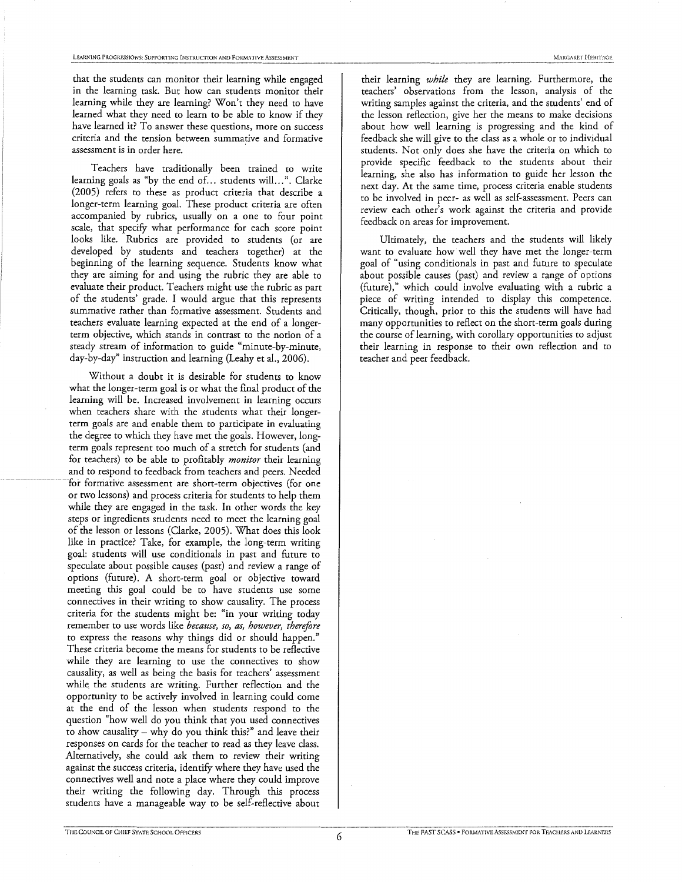that the students can monitor their learning while engaged in the learning task. But how can students monitor their learning while they are learning? Won't they need to have learned what they need to learn to be able to know if they have learned it? To answer these questions, more on success criteria and the tension between summative and formative assessment is in order here.

Teachers have traditionally been trained to write learning goals as "by the end of… students will…". Clarke (2005) refers to these as product criteria that describe a longer-term learning goal. These product criteria are often accompanied by rubrics, usually on a one to four point scale, that specify what performance for each score point looks like. Rubrics are provided to students (or are developed by students and teachers together) at the beginning of the learning sequence. Students know what they are aiming for and using the rubric they are able to evaluate their product. Teachers might use the rubric as part of the students' grade. I would argue that this represents summative rather than formative assessment. Students and teachers evaluate learning expected at the end of a longer-term objective, which stands in contrast to the notion of a steady stream of information to guide "minute-by-minute, day-by-day" instruction and learning (Leahy et al., 2006).

Without a doubt it is desirable for students to know what the longer-term goal is or what the final product of the learning will be. Increased involvement in learning occurs when teachers share with the students what their longer-term goals are and enable them to participate in evaluating the degree to which they have met the goals. However, long-term goals represent too much of a stretch for students (and for teachers) to be able to profitably *monitor* their learning and to respond to feedback from teachers and peers. Needed for formative assessment are short-term objectives (for one or two lessons) and process criteria for students to help them while they are engaged in the task. In other words the key steps or ingredients students need to meet the learning goal of the lesson or lessons (Clarke, 2005). What does this look like in practice? Take, for example, the long-term writing goal: students will use conditionals in past and future to speculate about possible causes (past) and review a range of options (future). A short-term goal or objective toward meeting this goal could be to have students use some connectives in their writing to show causality. The process criteria for the students might be: "in your writing today remember to use words like *because, so, as, however, therefore* to express the reasons why things did or should happen." These criteria become the means for students to be reflective while they are learning to use the connectives to show causality, as well as being the basis for teachers' assessment while the students are writing. Further reflection and the opportunity to be actively involved in learning could come at the end of the lesson when students respond to the question "how well do you think that you used connectives to show causality – why do you think this?" and leave their responses on cards for the teacher to read as they leave class. Alternatively, she could ask them to review their writing against the success criteria, identify where they have used the connectives well and note a place where they could improve their writing the following day. Through this process students have a manageable way to be self-reflective about their learning *while* they are learning. Furthermore, the teachers' observations from the lesson, analysis of the writing samples against the criteria, and the students' end of the lesson reflection, give her the means to make decisions about how well learning is progressing and the kind of feedback she will give to the class as a whole or to individual students. Not only does she have the criteria on which to provide specific feedback to the students about their learning, she also has information to guide her lesson the next day. At the same time, process criteria enable students to be involved in peer- as well as self-assessment. Peers can review each other's work against the criteria and provide feedback on areas for improvement.

Ultimately, the teachers and the students will likely want to evaluate how well they have met the longer-term goal of "using conditionals in past and future to speculate about possible causes (past) and review a range of options (future)," which could involve evaluating with a rubric a piece of writing intended to display this competence. Critically, though, prior to this the students will have had many opportunities to reflect on the short-term goals during the course of learning, with corollary opportunities to adjust their learning in response to their own reflection and to teacher and peer feedback.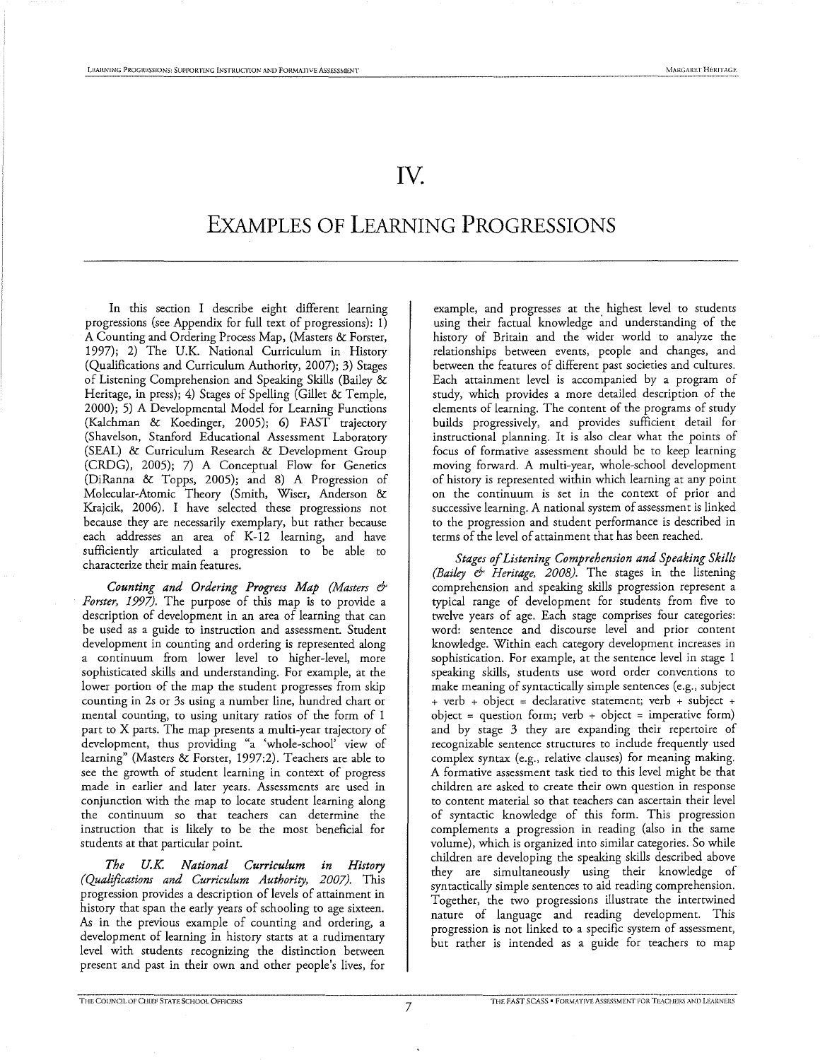# IV.

# Examples of Learning Progressions

In this section I describe eight different learning progressions (see Appendix for full text of progressions): 1) A Counting and Ordering Process Map, (Masters & Forster, 1997); 2) The U.K. National Curriculum in History (Qualifications and Curriculum Authority, 2007); 3) Stages of Listening Comprehension and Speaking Skills (Bailey & Heritage, in press); 4) Stages of Spelling (Gillet & Temple, 2000); 5) A Developmental Model for Learning Functions (Kalchman & Koedinger, 2005); 6) FAST trajectory (Shavelson, Stanford Educational Assessment Laboratory (SEAL) & Curriculum Research & Development Group (CRDG), 2005); 7) A Conceptual Flow for Genetics (DiRanna & Topps, 2005); and 8) A Progression of Molecular-Atomic Theory (Smith, Wiser, Anderson & Krajcik, 2006). I have selected these progressions not because they are necessarily exemplary, but rather because each addresses an area of K-12 learning, and have sufficiently articulated a progression to be able to characterize their main features.

***Counting and Ordering Progress Map (Masters & Forster, 1997).*** The purpose of this map is to provide a description of development in an area of learning that can be used as a guide to instruction and assessment. Student development in counting and ordering is represented along a continuum from lower level to higher-level, more sophisticated skills and understanding. For example, at the lower portion of the map the student progresses from skip counting in 2s or 3s using a number line, hundred chart or mental counting, to using unitary ratios of the form of 1 part to X parts. The map presents a multi-year trajectory of development, thus providing "a 'whole-school' view of learning" (Masters & Forster, 1997:2). Teachers are able to see the growth of student learning in context of progress made in earlier and later years. Assessments are used in conjunction with the map to locate student learning along the continuum so that teachers can determine the instruction that is likely to be the most beneficial for students at that particular point.

***The U.K. National Curriculum in History (Qualifications and Curriculum Authority, 2007).*** This progression provides a description of levels of attainment in history that span the early years of schooling to age sixteen. As in the previous example of counting and ordering, a development of learning in history starts at a rudimentary level with students recognizing the distinction between present and past in their own and other people's lives, for example, and progresses at the highest level to students using their factual knowledge and understanding of the history of Britain and the wider world to analyze the relationships between events, people and changes, and between the features of different past societies and cultures. Each attainment level is accompanied by a program of study, which provides a more detailed description of the elements of learning. The content of the programs of study builds progressively, and provides sufficient detail for instructional planning. It is also clear what the points of focus of formative assessment should be to keep learning moving forward. A multi-year, whole-school development of history is represented within which learning at any point on the continuum is set in the context of prior and successive learning. A national system of assessment is linked to the progression and student performance is described in terms of the level of attainment that has been reached.

***Stages of Listening Comprehension and Speaking Skills (Bailey & Heritage, 2008).*** The stages in the listening comprehension and speaking skills progression represent a typical range of development for students from five to twelve years of age. Each stage comprises four categories: word: sentence and discourse level and prior content knowledge. Within each category development increases in sophistication. For example, at the sentence level in stage 1 speaking skills, students use word order conventions to make meaning of syntactically simple sentences (e.g., subject + verb + object = declarative statement; verb + subject + object = question form; verb + object = imperative form) and by stage 3 they are expanding their repertoire of recognizable sentence structures to include frequently used complex syntax (e.g., relative clauses) for meaning making. A formative assessment task tied to this level might be that children are asked to create their own question in response to content material so that teachers can ascertain their level of syntactic knowledge of this form. This progression complements a progression in reading (also in the same volume), which is organized into similar categories. So while children are developing the speaking skills described above they are simultaneously using their knowledge of syntactically simple sentences to aid reading comprehension. Together, the two progressions illustrate the intertwined nature of language and reading development. This progression is not linked to a specific system of assessment, but rather is intended as a guide for teachers to map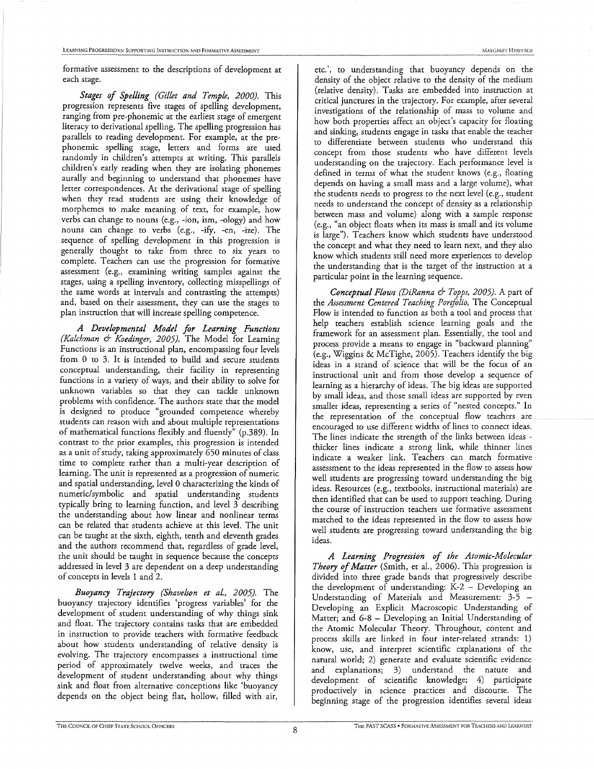formative assessment to the descriptions of development at each stage.

***Stages of Spelling (Gillet and Temple, 2000).*** This progression represents five stages of spelling development, ranging from pre-phonemic at the earliest stage of emergent literacy to derivational spelling. The spelling progression has parallels to reading development. For example, at the pre-phonemic spelling stage, letters and forms are used randomly in children's attempts at writing. This parallels children's early reading when they are isolating phonemes aurally and beginning to understand that phonemes have letter correspondences. At the derivational stage of spelling when they read students are using their knowledge of morphemes to make meaning of text, for example, how verbs can change to nouns (e.g., -ion, ism, -ology) and how nouns can change to verbs (e.g., -ify, -en, -ize). The sequence of spelling development in this progression is generally thought to take from three to six years to complete. Teachers can use the progression for formative assessment (e.g., examining writing samples against the stages, using a spelling inventory, collecting misspellings of the same words at intervals and contrasting the attempts) and, based on their assessment, they can use the stages to plan instruction that will increase spelling competence.

***A Developmental Model for Learning Functions (Kalchman & Koedinger, 2005).*** The Model for Learning Functions is an instructional plan, encompassing four levels from 0 to 3. It is intended to build and secure students conceptual understanding, their facility in representing functions in a variety of ways, and their ability to solve for unknown variables so that they can tackle unknown problems with confidence. The authors state that the model is designed to produce "grounded competence whereby students can reason with and about multiple representations of mathematical functions flexibly and fluently" (p.389). In contrast to the prior examples, this progression is intended as a unit of study, taking approximately 650 minutes of class time to complete rather than a multi-year description of learning. The unit is represented as a progression of numeric and spatial understanding, level 0 characterizing the kinds of numeric/symbolic and spatial understanding students typically bring to learning function, and level 3 describing the understanding about how linear and nonlinear terms can be related that students achieve at this level. The unit can be taught at the sixth, eighth, tenth and eleventh grades and the authors recommend that, regardless of grade level, the unit should be taught in sequence because the concepts addressed in level 3 are dependent on a deep understanding of concepts in levels 1 and 2.

***Buoyancy Trajectory (Shavelson et al., 2005).*** The buoyancy trajectory identifies 'progress variables' for the development of student understanding of why things sink and float. The trajectory contains tasks that are embedded in instruction to provide teachers with formative feedback about how students understanding of relative density is evolving. The trajectory encompasses a instructional time period of approximately twelve weeks, and traces the development of student understanding about why things sink and float from alternative conceptions like 'buoyancy depends on the object being flat, hollow, filled with air, etc.', to understanding that buoyancy depends on the density of the object relative to the density of the medium (relative density). Tasks are embedded into instruction at critical junctures in the trajectory. For example, after several investigations of the relationship of mass to volume and how both properties affect an object's capacity for floating and sinking, students engage in tasks that enable the teacher to differentiate between students who understand this concept from those students who have different levels understanding on the trajectory. Each performance level is defined in terms of what the student knows (e.g., floating depends on having a small mass and a large volume), what the students needs to progress to the next level (e.g., student needs to understand the concept of density as a relationship between mass and volume) along with a sample response (e.g., "an object floats when its mass is small and its volume is large"). Teachers know which students have understood the concept and what they need to learn next, and they also know which students still need more experiences to develop the understanding that is the target of the instruction at a particular point in the learning sequence.

***Conceptual Flows (DiRanna & Topps, 2005).*** A part of the *Assessment Centered Teaching Portfolio,* The Conceptual Flow is intended to function as both a tool and process that help teachers establish science learning goals and the framework for an assessment plan. Essentially, the tool and process provide a means to engage in "backward planning" (e.g., Wiggins & McTighe, 2005). Teachers identify the big ideas in a strand of science that will be the focus of an instructional unit and from those develop a sequence of learning as a hierarchy of ideas. The big ideas are supported by small ideas, and those small ideas are supported by even smaller ideas, representing a series of "nested concepts." In the representation of the conceptual flow teachers are encouraged to use different widths of lines to connect ideas. The lines indicate the strength of the links between ideas - thicker lines indicate a strong link, while thinner lines indicate a weaker link. Teachers can match formative assessment to the ideas represented in the flow to assess how well students are progressing toward understanding the big ideas. Resources (e.g., textbooks, instructional materials) are then identified that can be used to support teaching. During the course of instruction teachers use formative assessment matched to the ideas represented in the flow to assess how well students are progressing toward understanding the big ideas.

***A Learning Progression of the Atomic-Molecular Theory of Matter*** (Smith, et al., 2006). This progression is divided into three grade bands that progressively describe the development of understanding: K-2 – Developing an Understanding of Materials and Measurement: 3-5 – Developing an Explicit Macroscopic Understanding of Matter; and 6-8 – Developing an Initial Understanding of the Atomic Molecular Theory. Throughout, content and process skills are linked in four inter-related strands: 1) know, use, and interpret scientific explanations of the natural world; 2) generate and evaluate scientific evidence and explanations; 3) understand the nature and development of scientific knowledge; 4) participate productively in science practices and discourse. The beginning stage of the progression identifies several ideas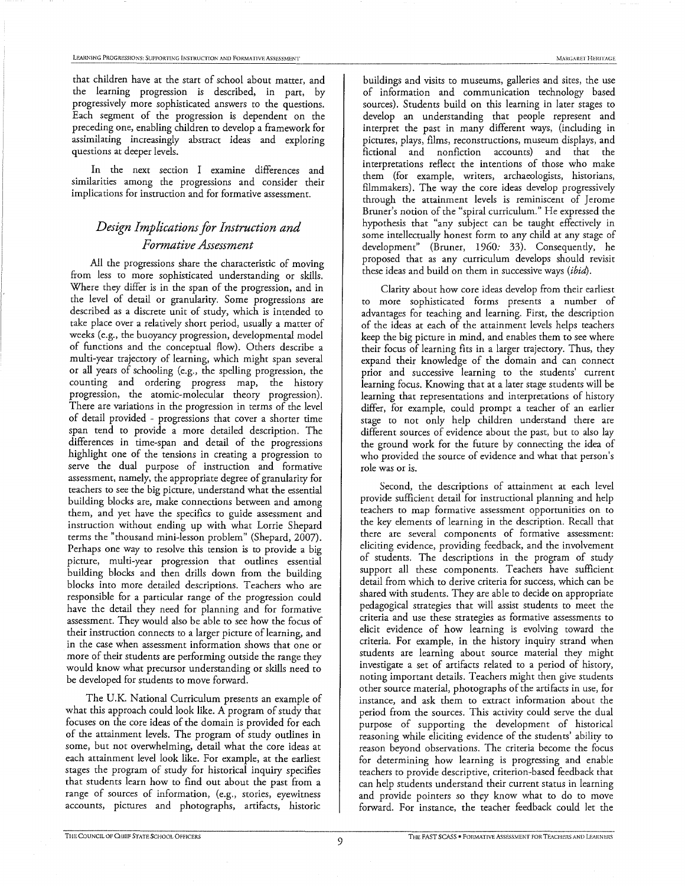that children have at the start of school about matter, and the learning progression is described, in part, by progressively more sophisticated answers to the questions. Each segment of the progression is dependent on the preceding one, enabling children to develop a framework for assimilating increasingly abstract ideas and exploring questions at deeper levels.

In the next section I examine differences and similarities among the progressions and consider their implications for instruction and for formative assessment.

## *Design Implications for Instruction and Formative Assessment*

All the progressions share the characteristic of moving from less to more sophisticated understanding or skills. Where they differ is in the span of the progression, and in the level of detail or granularity. Some progressions are described as a discrete unit of study, which is intended to take place over a relatively short period, usually a matter of weeks (e.g., the buoyancy progression, developmental model of functions and the conceptual flow). Others describe a multi-year trajectory of learning, which might span several or all years of schooling (e.g., the spelling progression, the counting and ordering progress map, the history progression, the atomic-molecular theory progression). There are variations in the progression in terms of the level of detail provided - progressions that cover a shorter time span tend to provide a more detailed description. The differences in time-span and detail of the progressions highlight one of the tensions in creating a progression to serve the dual purpose of instruction and formative assessment, namely, the appropriate degree of granularity for teachers to see the big picture, understand what the essential building blocks are, make connections between and among them, and yet have the specifics to guide assessment and instruction without ending up with what Lorrie Shepard terms the "thousand mini-lesson problem" (Shepard, 2007). Perhaps one way to resolve this tension is to provide a big picture, multi-year progression that outlines essential building blocks and then drills down from the building blocks into more detailed descriptions. Teachers who are responsible for a particular range of the progression could have the detail they need for planning and for formative assessment. They would also be able to see how the focus of their instruction connects to a larger picture of learning, and in the case when assessment information shows that one or more of their students are performing outside the range they would know what precursor understanding or skills need to be developed for students to move forward.

The U.K. National Curriculum presents an example of what this approach could look like. A program of study that focuses on the core ideas of the domain is provided for each of the attainment levels. The program of study outlines in some, but not overwhelming, detail what the core ideas at each attainment level look like. For example, at the earliest stages the program of study for historical inquiry specifies that students learn how to find out about the past from a range of sources of information, (e.g., stories, eyewitness accounts, pictures and photographs, artifacts, historic buildings and visits to museums, galleries and sites, the use of information and communication technology based sources). Students build on this learning in later stages to develop an understanding that people represent and interpret the past in many different ways, (including in pictures, plays, films, reconstructions, museum displays, and fictional and nonfiction accounts) and that the interpretations reflect the intentions of those who make them (for example, writers, archaeologists, historians, filmmakers). The way the core ideas develop progressively through the attainment levels is reminiscent of Jerome Bruner's notion of the "spiral curriculum." He expressed the hypothesis that "any subject can be taught effectively in some intellectually honest form to any child at any stage of development" (Bruner, 1960: 33). Consequently, he proposed that as any curriculum develops should revisit these ideas and build on them in successive ways (*ibid*).

Clarity about how core ideas develop from their earliest to more sophisticated forms presents a number of advantages for teaching and learning. First, the description of the ideas at each of the attainment levels helps teachers keep the big picture in mind, and enables them to see where their focus of learning fits in a larger trajectory. Thus, they expand their knowledge of the domain and can connect prior and successive learning to the students' current learning focus. Knowing that at a later stage students will be learning that representations and interpretations of history differ, for example, could prompt a teacher of an earlier stage to not only help children understand there are different sources of evidence about the past, but to also lay the ground work for the future by connecting the idea of who provided the source of evidence and what that person's role was or is.

Second, the descriptions of attainment at each level provide sufficient detail for instructional planning and help teachers to map formative assessment opportunities on to the key elements of learning in the description. Recall that there are several components of formative assessment: eliciting evidence, providing feedback, and the involvement of students. The descriptions in the program of study support all these components. Teachers have sufficient detail from which to derive criteria for success, which can be shared with students. They are able to decide on appropriate pedagogical strategies that will assist students to meet the criteria and use these strategies as formative assessments to elicit evidence of how learning is evolving toward the criteria. For example, in the history inquiry strand when students are learning about source material they might investigate a set of artifacts related to a period of history, noting important details. Teachers might then give students other source material, photographs of the artifacts in use, for instance, and ask them to extract information about the period from the sources. This activity could serve the dual purpose of supporting the development of historical reasoning while eliciting evidence of the students' ability to reason beyond observations. The criteria become the focus for determining how learning is progressing and enable teachers to provide descriptive, criterion-based feedback that can help students understand their current status in learning and provide pointers so they know what to do to move forward. For instance, the teacher feedback could let the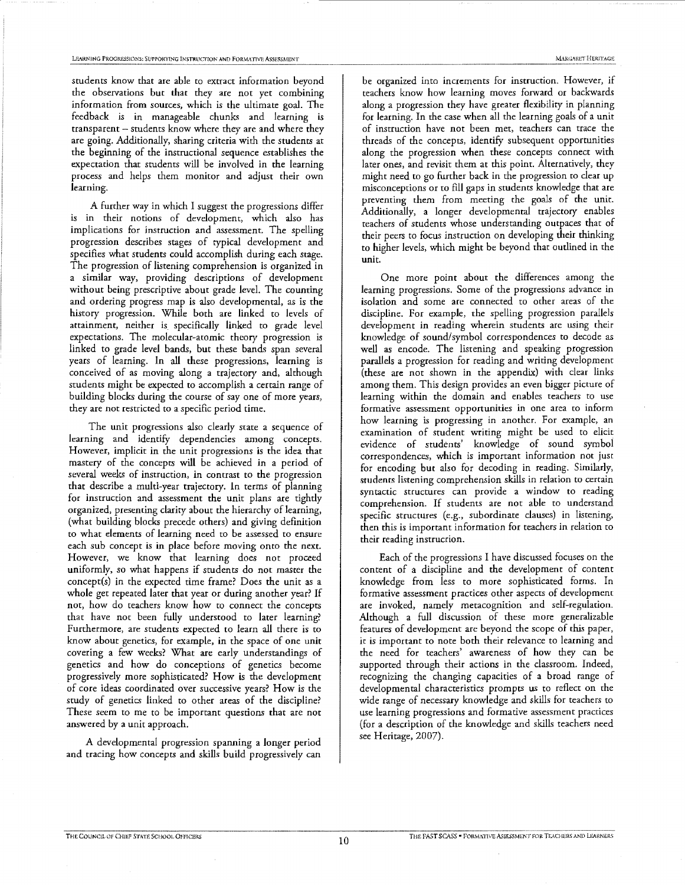students know that are able to extract information beyond the observations but that they are not yet combining information from sources, which is the ultimate goal. The feedback is in manageable chunks and learning is transparent – students know where they are and where they are going. Additionally, sharing criteria with the students at the beginning of the instructional sequence establishes the expectation that students will be involved in the learning process and helps them monitor and adjust their own learning.

A further way in which I suggest the progressions differ is in their notions of development, which also has implications for instruction and assessment. The spelling progression describes stages of typical development and specifies what students could accomplish during each stage. The progression of listening comprehension is organized in a similar way, providing descriptions of development without being prescriptive about grade level. The counting and ordering progress map is also developmental, as is the history progression. While both are linked to levels of attainment, neither is specifically linked to grade level expectations. The molecular-atomic theory progression is linked to grade level bands, but these bands span several years of learning. In all these progressions, learning is conceived of as moving along a trajectory and, although students might be expected to accomplish a certain range of building blocks during the course of say one of more years, they are not restricted to a specific period time.

The unit progressions also clearly state a sequence of learning and identify dependencies among concepts. However, implicit in the unit progressions is the idea that mastery of the concepts will be achieved in a period of several weeks of instruction, in contrast to the progression that describe a multi-year trajectory. In terms of planning for instruction and assessment the unit plans are tightly organized, presenting clarity about the hierarchy of learning, (what building blocks precede others) and giving definition to what elements of learning need to be assessed to ensure each sub concept is in place before moving onto the next. However, we know that learning does not proceed uniformly, so what happens if students do not master the concept(s) in the expected time frame? Does the unit as a whole get repeated later that year or during another year? If not, how do teachers know how to connect the concepts that have not been fully understood to later learning? Furthermore, are students expected to learn all there is to know about genetics, for example, in the space of one unit covering a few weeks? What are early understandings of genetics and how do conceptions of genetics become progressively more sophisticated? How is the development of core ideas coordinated over successive years? How is the study of genetics linked to other areas of the discipline? These seem to me to be important questions that are not answered by a unit approach.

A developmental progression spanning a longer period and tracing how concepts and skills build progressively can be organized into increments for instruction. However, if teachers know how learning moves forward or backwards along a progression they have greater flexibility in planning for learning. In the case when all the learning goals of a unit of instruction have not been met, teachers can trace the threads of the concepts, identify subsequent opportunities along the progression when these concepts connect with later ones, and revisit them at this point. Alternatively, they might need to go further back in the progression to clear up misconceptions or to fill gaps in students knowledge that are preventing them from meeting the goals of the unit. Additionally, a longer developmental trajectory enables teachers of students whose understanding outpaces that of their peers to focus instruction on developing their thinking to higher levels, which might be beyond that outlined in the unit.

One more point about the differences among the learning progressions. Some of the progressions advance in isolation and some are connected to other areas of the discipline. For example, the spelling progression parallels development in reading wherein students are using their knowledge of sound/symbol correspondences to decode as well as encode. The listening and speaking progression parallels a progression for reading and writing development (these are not shown in the appendix) with clear links among them. This design provides an even bigger picture of learning within the domain and enables teachers to use formative assessment opportunities in one area to inform how learning is progressing in another. For example, an examination of student writing might be used to elicit evidence of students' knowledge of sound symbol correspondences, which is important information not just for encoding but also for decoding in reading. Similarly, students listening comprehension skills in relation to certain syntactic structures can provide a window to reading comprehension. If students are not able to understand specific structures (e.g., subordinate clauses) in listening, then this is important information for teachers in relation to their reading instruction.

Each of the progressions I have discussed focuses on the content of a discipline and the development of content knowledge from less to more sophisticated forms. In formative assessment practices other aspects of development are invoked, namely metacognition and self-regulation. Although a full discussion of these more generalizable features of development are beyond the scope of this paper, it is important to note both their relevance to learning and the need for teachers' awareness of how they can be supported through their actions in the classroom. Indeed, recognizing the changing capacities of a broad range of developmental characteristics prompts us to reflect on the wide range of necessary knowledge and skills for teachers to use learning progressions and formative assessment practices (for a description of the knowledge and skills teachers need see Heritage, 2007).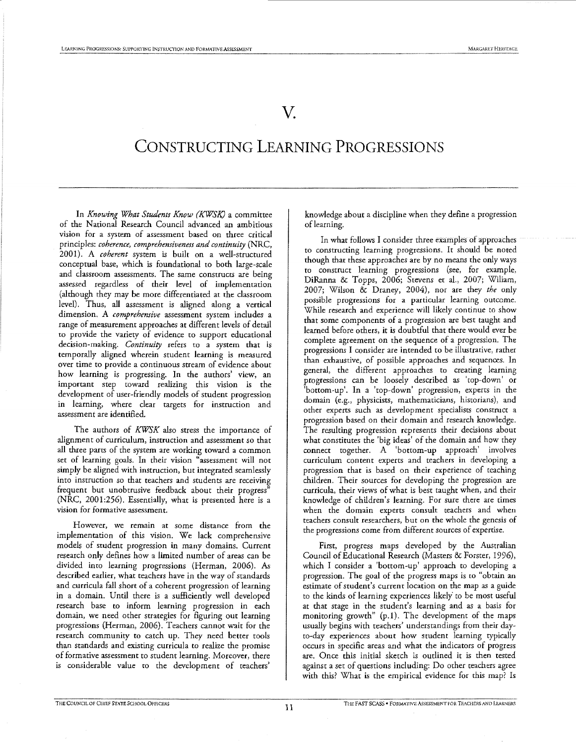# V.

# CONSTRUCTING LEARNING PROGRESSIONS

In *Knowing What Students Know (KWSK)* a committee of the National Research Council advanced an ambitious vision for a system of assessment based on three critical principles: *coherence, comprehensiveness and continuity* (NRC, 2001). A *coherent* system is built on a well-structured conceptual base, which is foundational to both large-scale and classroom assessments. The same constructs are being assessed regardless of their level of implementation (although they may be more differentiated at the classroom level). Thus, all assessment is aligned along a vertical dimension. A *comprehensive* assessment system includes a range of measurement approaches at different levels of detail to provide the variety of evidence to support educational decision-making. *Continuity* refers to a system that is temporally aligned wherein student learning is measured over time to provide a continuous stream of evidence about how learning is progressing. In the authors' view, an important step toward realizing this vision is the development of user-friendly models of student progression in learning, where clear targets for instruction and assessment are identified.

The authors of *KWSK* also stress the importance of alignment of curriculum, instruction and assessment so that all three parts of the system are working toward a common set of learning goals. In their vision "assessment will not simply be aligned with instruction, but integrated seamlessly into instruction so that teachers and students are receiving frequent but unobtrusive feedback about their progress" (NRC, 2001:256). Essentially, what is presented here is a vision for formative assessment.

However, we remain at some distance from the implementation of this vision. We lack comprehensive models of student progression in many domains. Current research only defines how a limited number of areas can be divided into learning progressions (Herman, 2006). As described earlier, what teachers have in the way of standards and curricula fall short of a coherent progression of learning in a domain. Until there is a sufficiently well developed research base to inform learning progression in each domain, we need other strategies for figuring out learning progressions (Herman, 2006). Teachers cannot wait for the research community to catch up. They need better tools than standards and existing curricula to realize the promise of formative assessment to student learning. Moreover, there is considerable value to the development of teachers' knowledge about a discipline when they define a progression of learning.

In what follows I consider three examples of approaches to constructing learning progressions. It should be noted though that these approaches are by no means the only ways to construct learning progressions (see, for example, DiRanna & Topps, 2006; Stevens et al., 2007; Wiliam, 2007; Wilson & Draney, 2004), nor are they *the* only possible progressions for a particular learning outcome. While research and experience will likely continue to show that some components of a progression are best taught and learned before others, it is doubtful that there would ever be complete agreement on the sequence of a progression. The progressions I consider are intended to be illustrative, rather than exhaustive, of possible approaches and sequences. In general, the different approaches to creating learning progressions can be loosely described as 'top-down' or 'bottom-up'. In a 'top-down' progression, experts in the domain (e.g., physicists, mathematicians, historians), and other experts such as development specialists construct a progression based on their domain and research knowledge. The resulting progression represents their decisions about what constitutes the 'big ideas' of the domain and how they connect together. A 'bottom-up approach' involves curriculum content experts and teachers in developing a progression that is based on their experience of teaching children. Their sources for developing the progression are curricula, their views of what is best taught when, and their knowledge of children's learning. For sure there are times when the domain experts consult teachers and when teachers consult researchers, but on the whole the genesis of the progressions come from different sources of expertise.

First, progress maps developed by the Australian Council of Educational Research (Masters & Forster, 1996), which I consider a 'bottom-up' approach to developing a progression. The goal of the progress maps is to "obtain an estimate of student's current location on the map as a guide to the kinds of learning experiences likely to be most useful at that stage in the student's learning and as a basis for monitoring growth" (p.1). The development of the maps usually begins with teachers' understandings from their day-to-day experiences about how student learning typically occurs in specific areas and what the indicators of progress are. Once this initial sketch is outlined it is then tested against a set of questions including: Do other teachers agree with this? What is the empirical evidence for this map? Is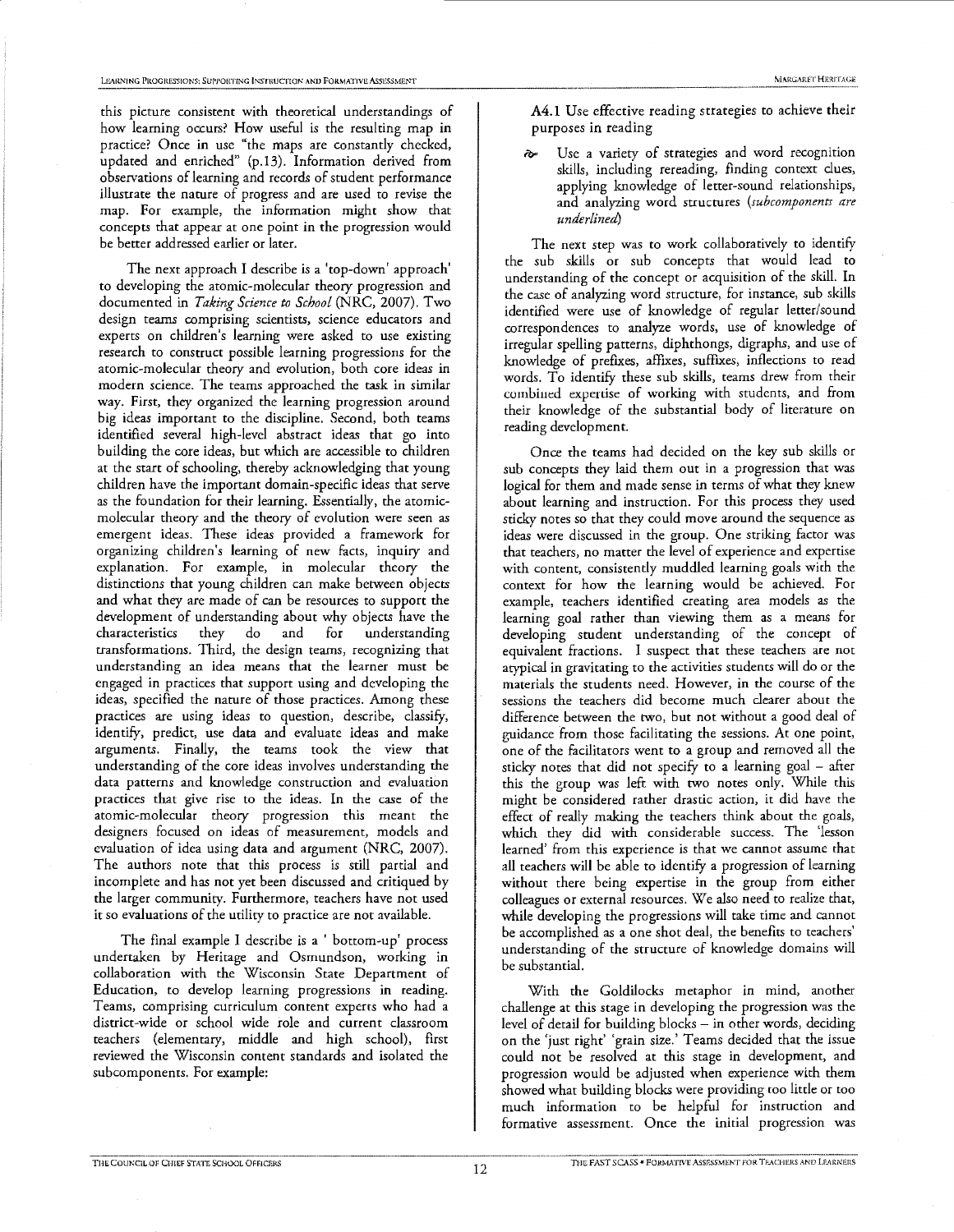this picture consistent with theoretical understandings of how learning occurs? How useful is the resulting map in practice? Once in use "the maps are constantly checked, updated and enriched" (p.13). Information derived from observations of learning and records of student performance illustrate the nature of progress and are used to revise the map. For example, the information might show that concepts that appear at one point in the progression would be better addressed earlier or later.

The next approach I describe is a 'top-down' approach' to developing the atomic-molecular theory progression and documented in *Taking Science to School* (NRC, 2007). Two design teams comprising scientists, science educators and experts on children's learning were asked to use existing research to construct possible learning progressions for the atomic-molecular theory and evolution, both core ideas in modern science. The teams approached the task in similar way. First, they organized the learning progression around big ideas important to the discipline. Second, both teams identified several high-level abstract ideas that go into building the core ideas, but which are accessible to children at the start of schooling, thereby acknowledging that young children have the important domain-specific ideas that serve as the foundation for their learning. Essentially, the atomic-molecular theory and the theory of evolution were seen as emergent ideas. These ideas provided a framework for organizing children's learning of new facts, inquiry and explanation. For example, in molecular theory the distinctions that young children can make between objects and what they are made of can be resources to support the development of understanding about why objects have the characteristics they do and for understanding transformations. Third, the design teams, recognizing that understanding an idea means that the learner must be engaged in practices that support using and developing the ideas, specified the nature of those practices. Among these practices are using ideas to question, describe, classify, identify, predict, use data and evaluate ideas and make arguments. Finally, the teams took the view that understanding of the core ideas involves understanding the data patterns and knowledge construction and evaluation practices that give rise to the ideas. In the case of the atomic-molecular theory progression this meant the designers focused on ideas of measurement, models and evaluation of idea using data and argument (NRC, 2007). The authors note that this process is still partial and incomplete and has not yet been discussed and critiqued by the larger community. Furthermore, teachers have not used it so evaluations of the utility to practice are not available.

The final example I describe is a ' bottom-up' process undertaken by Heritage and Osmundson, working in collaboration with the Wisconsin State Department of Education, to develop learning progressions in reading. Teams, comprising curriculum content experts who had a district-wide or school wide role and current classroom teachers (elementary, middle and high school), first reviewed the Wisconsin content standards and isolated the subcomponents. For example:

A4.1 Use effective reading strategies to achieve their purposes in reading

- Use a variety of strategies and word recognition skills, including rereading, finding context clues, applying knowledge of letter-sound relationships, and analyzing word structures (*subcomponents are underlined*)

The next step was to work collaboratively to identify the sub skills or sub concepts that would lead to understanding of the concept or acquisition of the skill. In the case of analyzing word structure, for instance, sub skills identified were use of knowledge of regular letter/sound correspondences to analyze words, use of knowledge of irregular spelling patterns, diphthongs, digraphs, and use of knowledge of prefixes, affixes, suffixes, inflections to read words. To identify these sub skills, teams drew from their combined expertise of working with students, and from their knowledge of the substantial body of literature on reading development.

Once the teams had decided on the key sub skills or sub concepts they laid them out in a progression that was logical for them and made sense in terms of what they knew about learning and instruction. For this process they used sticky notes so that they could move around the sequence as ideas were discussed in the group. One striking factor was that teachers, no matter the level of experience and expertise with content, consistently muddled learning goals with the context for how the learning would be achieved. For example, teachers identified creating area models as the learning goal rather than viewing them as a means for developing student understanding of the concept of equivalent fractions. I suspect that these teachers are not atypical in gravitating to the activities students will do or the materials the students need. However, in the course of the sessions the teachers did become much clearer about the difference between the two, but not without a good deal of guidance from those facilitating the sessions. At one point, one of the facilitators went to a group and removed all the sticky notes that did not specify to a learning goal – after this the group was left with two notes only. While this might be considered rather drastic action, it did have the effect of really making the teachers think about the goals, which they did with considerable success. The 'lesson learned' from this experience is that we cannot assume that all teachers will be able to identify a progression of learning without there being expertise in the group from either colleagues or external resources. We also need to realize that, while developing the progressions will take time and cannot be accomplished as a one shot deal, the benefits to teachers' understanding of the structure of knowledge domains will be substantial.

With the Goldilocks metaphor in mind, another challenge at this stage in developing the progression was the level of detail for building blocks – in other words, deciding on the 'just right' 'grain size.' Teams decided that the issue could not be resolved at this stage in development, and progression would be adjusted when experience with them showed what building blocks were providing too little or too much information to be helpful for instruction and formative assessment. Once the initial progression was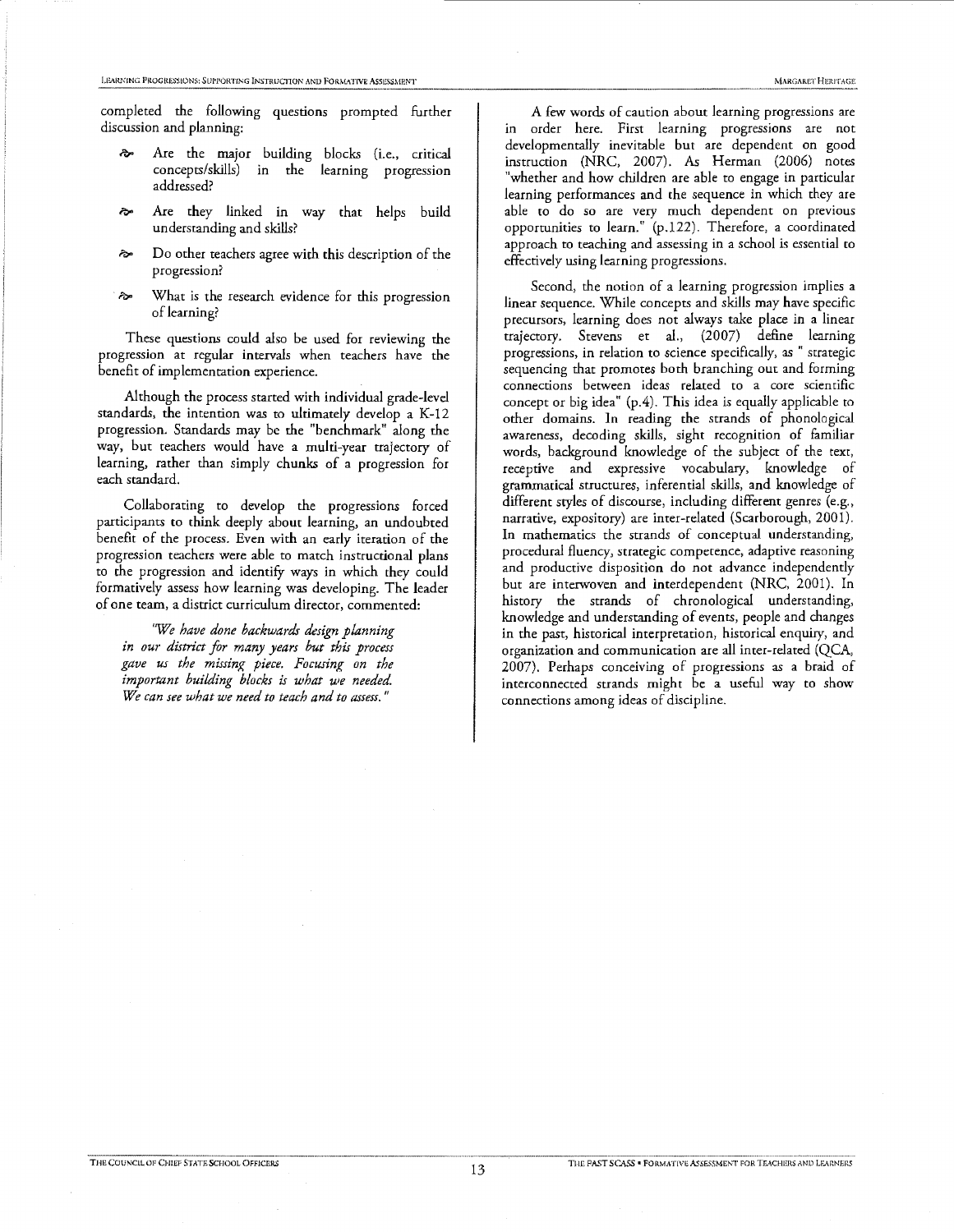completed the following questions prompted further discussion and planning:

- Are the major building blocks (i.e., critical concepts/skills) in the learning progression addressed?
- Are they linked in way that helps build understanding and skills?
- Do other teachers agree with this description of the progression?
- What is the research evidence for this progression of learning?

These questions could also be used for reviewing the progression at regular intervals when teachers have the benefit of implementation experience.

Although the process started with individual grade-level standards, the intention was to ultimately develop a K-12 progression. Standards may be the "benchmark" along the way, but teachers would have a multi-year trajectory of learning, rather than simply chunks of a progression for each standard.

Collaborating to develop the progressions forced participants to think deeply about learning, an undoubted benefit of the process. Even with an early iteration of the progression teachers were able to match instructional plans to the progression and identify ways in which they could formatively assess how learning was developing. The leader of one team, a district curriculum director, commented:

> *"We have done backwards design planning in our district for many years but this process gave us the missing piece. Focusing on the important building blocks is what we needed. We can see what we need to teach and to assess."*

A few words of caution about learning progressions are in order here. First learning progressions are not developmentally inevitable but are dependent on good instruction (NRC, 2007). As Herman (2006) notes "whether and how children are able to engage in particular learning performances and the sequence in which they are able to do so are very much dependent on previous opportunities to learn." (p.122). Therefore, a coordinated approach to teaching and assessing in a school is essential to effectively using learning progressions.

Second, the notion of a learning progression implies a linear sequence. While concepts and skills may have specific precursors, learning does not always take place in a linear trajectory. Stevens et al., (2007) define learning progressions, in relation to science specifically, as " strategic sequencing that promotes both branching out and forming connections between ideas related to a core scientific concept or big idea" (p.4). This idea is equally applicable to other domains. In reading the strands of phonological awareness, decoding skills, sight recognition of familiar words, background knowledge of the subject of the text, receptive and expressive vocabulary, knowledge of grammatical structures, inferential skills, and knowledge of different styles of discourse, including different genres (e.g., narrative, expository) are inter-related (Scarborough, 2001). In mathematics the strands of conceptual understanding, procedural fluency, strategic competence, adaptive reasoning and productive disposition do not advance independently but are interwoven and interdependent (NRC, 2001). In history the strands of chronological understanding, knowledge and understanding of events, people and changes in the past, historical interpretation, historical enquiry, and organization and communication are all inter-related (QCA, 2007). Perhaps conceiving of progressions as a braid of interconnected strands might be a useful way to show connections among ideas of discipline.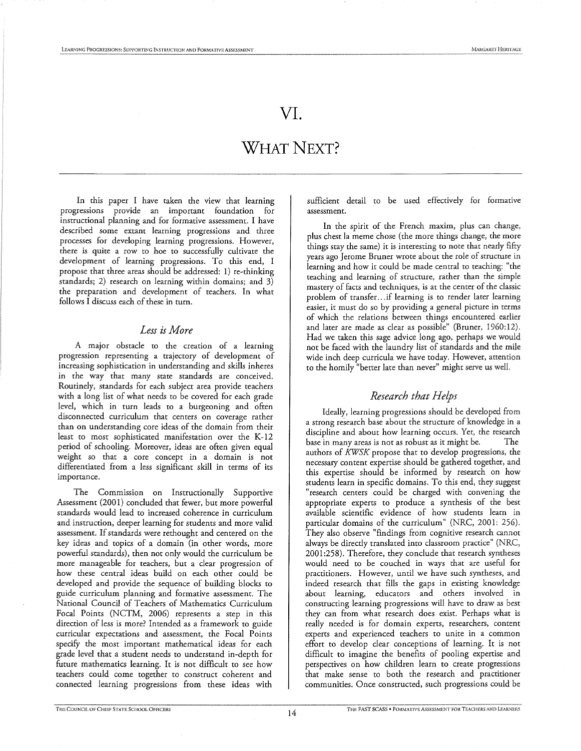# VI.

# WHAT NEXT?

In this paper I have taken the view that learning progressions provide an important foundation for instructional planning and for formative assessment. I have described some extant learning progressions and three processes for developing learning progressions. However, there is quite a row to hoe to successfully cultivate the development of learning progressions. To this end, I propose that three areas should be addressed: 1) re-thinking standards; 2) research on learning within domains; and 3) the preparation and development of teachers. In what follows I discuss each of these in turn.

## *Less is More*

A major obstacle to the creation of a learning progression representing a trajectory of development of increasing sophistication in understanding and skills inheres in the way that many state standards are conceived. Routinely, standards for each subject area provide teachers with a long list of what needs to be covered for each grade level, which in turn leads to a burgeoning and often disconnected curriculum that centers on coverage rather than on understanding core ideas of the domain from their least to most sophisticated manifestation over the K-12 period of schooling. Moreover, ideas are often given equal weight so that a core concept in a domain is not differentiated from a less significant skill in terms of its importance.

The Commission on Instructionally Supportive Assessment (2001) concluded that fewer, but more powerful standards would lead to increased coherence in curriculum and instruction, deeper learning for students and more valid assessment. If standards were rethought and centered on the key ideas and topics of a domain (in other words, more powerful standards), then not only would the curriculum be more manageable for teachers, but a clear progression of how these central ideas build on each other could be developed and provide the sequence of building blocks to guide curriculum planning and formative assessment. The National Council of Teachers of Mathematics Curriculum Focal Points (NCTM, 2006) represents a step in this direction of less is more? Intended as a framework to guide curricular expectations and assessment, the Focal Points specify the most important mathematical ideas for each grade level that a student needs to understand in-depth for future mathematics learning. It is not difficult to see how teachers could come together to construct coherent and connected learning progressions from these ideas with sufficient detail to be used effectively for formative assessment.

In the spirit of the French maxim, plus can change, plus chest la meme chose (the more things change, the more things stay the same) it is interesting to note that nearly fifty years ago Jerome Bruner wrote about the role of structure in learning and how it could be made central to teaching: "the teaching and learning of structure, rather than the simple mastery of facts and techniques, is at the center of the classic problem of transfer…if learning is to render later learning easier, it must do so by providing a general picture in terms of which the relations between things encountered earlier and later are made as clear as possible" (Bruner, 1960:12). Had we taken this sage advice long ago, perhaps we would not be faced with the laundry list of standards and the mile wide inch deep curricula we have today. However, attention to the homily "better late than never" might serve us well.

## *Research that Helps*

Ideally, learning progressions should be developed from a strong research base about the structure of knowledge in a discipline and about how learning occurs. Yet, the research base in many areas is not as robust as it might be. The authors of *KWSK* propose that to develop progressions, the necessary content expertise should be gathered together, and this expertise should be informed by research on how students learn in specific domains. To this end, they suggest "research centers could be charged with convening the appropriate experts to produce a synthesis of the best available scientific evidence of how students learn in particular domains of the curriculum" (NRC, 2001: 256). They also observe "findings from cognitive research cannot always be directly translated into classroom practice" (NRC, 2001:258). Therefore, they conclude that research syntheses would need to be couched in ways that are useful for practitioners. However, until we have such syntheses, and indeed research that fills the gaps in existing knowledge about learning, educators and others involved in constructing learning progressions will have to draw as best they can from what research does exist. Perhaps what is really needed is for domain experts, researchers, content experts and experienced teachers to unite in a common effort to develop clear conceptions of learning. It is not difficult to imagine the benefits of pooling expertise and perspectives on how children learn to create progressions that make sense to both the research and practitioner communities. Once constructed, such progressions could be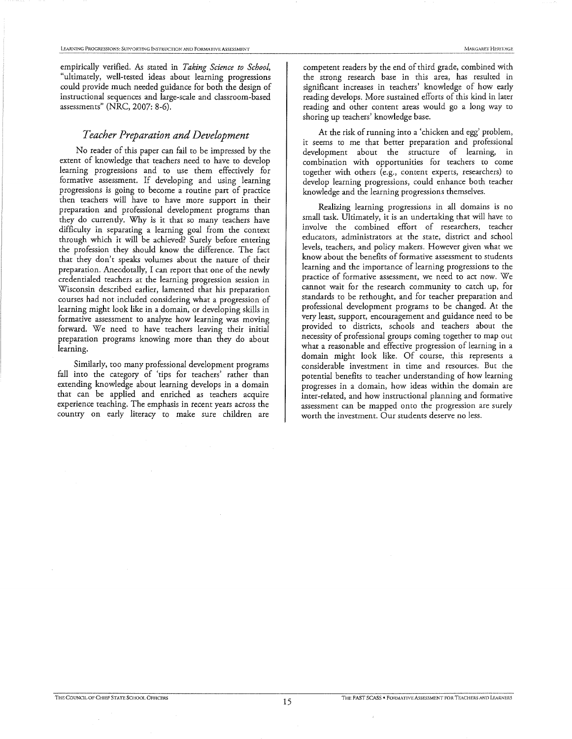empirically verified. As stated in *Taking Science to School*, "ultimately, well-tested ideas about learning progressions could provide much needed guidance for both the design of instructional sequences and large-scale and classroom-based assessments" (NRC, 2007: 8-6).

## *Teacher Preparation and Development*

No reader of this paper can fail to be impressed by the extent of knowledge that teachers need to have to develop learning progressions and to use them effectively for formative assessment. If developing and using learning progressions is going to become a routine part of practice then teachers will have to have more support in their preparation and professional development programs than they do currently. Why is it that so many teachers have difficulty in separating a learning goal from the context through which it will be achieved? Surely before entering the profession they should know the difference. The fact that they don't speaks volumes about the nature of their preparation. Anecdotally, I can report that one of the newly credentialed teachers at the learning progression session in Wisconsin described earlier, lamented that his preparation courses had not included considering what a progression of learning might look like in a domain, or developing skills in formative assessment to analyze how learning was moving forward. We need to have teachers leaving their initial preparation programs knowing more than they do about learning.

Similarly, too many professional development programs fall into the category of 'tips for teachers' rather than extending knowledge about learning develops in a domain that can be applied and enriched as teachers acquire experience teaching. The emphasis in recent years across the country on early literacy to make sure children are competent readers by the end of third grade, combined with the strong research base in this area, has resulted in significant increases in teachers' knowledge of how early reading develops. More sustained efforts of this kind in later reading and other content areas would go a long way to shoring up teachers' knowledge base.

At the risk of running into a 'chicken and egg' problem, it seems to me that better preparation and professional development about the structure of learning, in combination with opportunities for teachers to come together with others (e.g., content experts, researchers) to develop learning progressions, could enhance both teacher knowledge and the learning progressions themselves.

Realizing learning progressions in all domains is no small task. Ultimately, it is an undertaking that will have to involve the combined effort of researchers, teacher educators, administrators at the state, district and school levels, teachers, and policy makers. However given what we know about the benefits of formative assessment to students learning and the importance of learning progressions to the practice of formative assessment, we need to act now. We cannot wait for the research community to catch up, for standards to be rethought, and for teacher preparation and professional development programs to be changed. At the very least, support, encouragement and guidance need to be provided to districts, schools and teachers about the necessity of professional groups coming together to map out what a reasonable and effective progression of learning in a domain might look like. Of course, this represents a considerable investment in time and resources. But the potential benefits to teacher understanding of how learning progresses in a domain, how ideas within the domain are inter-related, and how instructional planning and formative assessment can be mapped onto the progression are surely worth the investment. Our students deserve no less.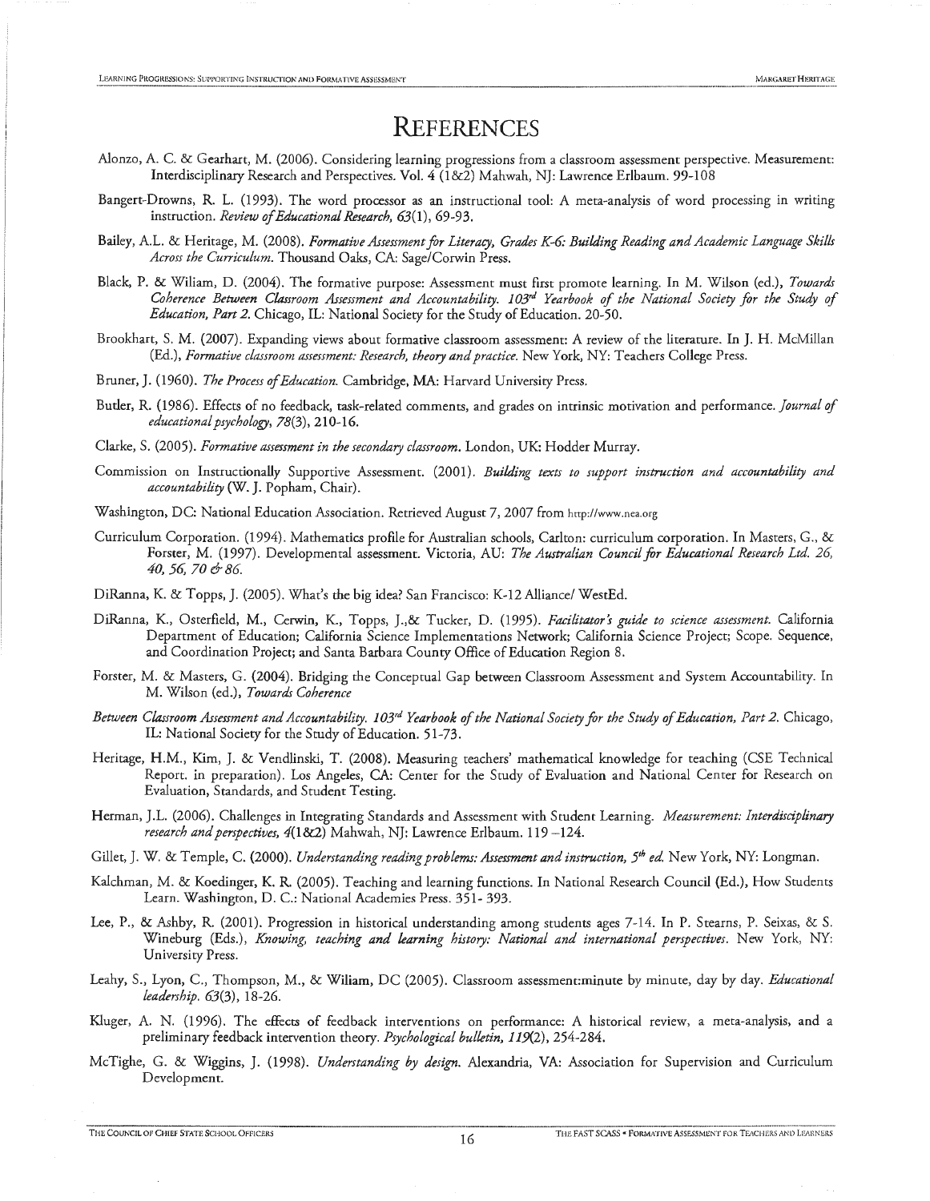# REFERENCES

Alonzo, A. C. & Gearhart, M. (2006). Considering learning progressions from a classroom assessment perspective. Measurement: Interdisciplinary Research and Perspectives. Vol. 4 (1&2) Mahwah, NJ: Lawrence Erlbaum. 99-108

Bangert-Drowns, R. L. (1993). The word processor as an instructional tool: A meta-analysis of word processing in writing instruction. *Review of Educational Research, 63*(1), 69-93.

Bailey, A.L. & Heritage, M. (2008). *Formative Assessment for Literacy, Grades K-6: Building Reading and Academic Language Skills Across the Curriculum.* Thousand Oaks, CA: Sage/Corwin Press.

Black, P. & Wiliam, D. (2004). The formative purpose: Assessment must first promote learning. In M. Wilson (ed.), *Towards Coherence Between Classroom Assessment and Accountability. 103rd Yearbook of the National Society for the Study of Education, Part 2.* Chicago, IL: National Society for the Study of Education. 20-50.

Brookhart, S. M. (2007). Expanding views about formative classroom assessment: A review of the literature. In J. H. McMillan (Ed.), *Formative classroom assessment: Research, theory and practice.* New York, NY: Teachers College Press.

Bruner, J. (1960). *The Process of Education.* Cambridge, MA: Harvard University Press.

Butler, R. (1986). Effects of no feedback, task-related comments, and grades on intrinsic motivation and performance. *Journal of educational psychology, 78*(3), 210-16.

Clarke, S. (2005). *Formative assessment in the secondary classroom.* London, UK: Hodder Murray.

Commission on Instructionally Supportive Assessment. (2001). *Building texts to support instruction and accountability and accountability* (W. J. Popham, Chair).

Washington, DC: National Education Association. Retrieved August 7, 2007 from http://www.nea.org

Curriculum Corporation. (1994). Mathematics profile for Australian schools, Carlton: curriculum corporation. In Masters, G., & Forster, M. (1997). Developmental assessment. Victoria, AU: *The Australian Council for Educational Research Ltd. 26, 40, 56, 70 & 86.*

DiRanna, K. & Topps, J. (2005). What's the big idea? San Francisco: K-12 Alliance/ WestEd.

DiRanna, K., Osterfield, M., Cerwin, K., Topps, J.,& Tucker, D. (1995). *Facilitator's guide to science assessment.* California Department of Education; California Science Implementations Network; California Science Project; Scope. Sequence, and Coordination Project; and Santa Barbara County Office of Education Region 8.

Forster, M. & Masters, G. (2004). Bridging the Conceptual Gap between Classroom Assessment and System Accountability. In M. Wilson (ed.), *Towards Coherence*

*Between Classroom Assessment and Accountability. 103rd Yearbook of the National Society for the Study of Education, Part 2.* Chicago, IL: National Society for the Study of Education. 51-73.

Heritage, H.M., Kim, J. & Vendlinski, T. (2008). Measuring teachers' mathematical knowledge for teaching (CSE Technical Report. in preparation). Los Angeles, CA: Center for the Study of Evaluation and National Center for Research on Evaluation, Standards, and Student Testing.

Herman, J.L. (2006). Challenges in Integrating Standards and Assessment with Student Learning. *Measurement: Interdisciplinary research and perspectives, 4*(1&2) Mahwah, NJ: Lawrence Erlbaum. 119 –124.

Gillet, J. W. & Temple, C. (2000). *Understanding reading problems: Assessment and instruction, 5th ed.* New York, NY: Longman.

Kalchman, M. & Koedinger, K. R. (2005). Teaching and learning functions. In National Research Council (Ed.), How Students Learn. Washington, D. C.: National Academies Press. 351- 393.

Lee, P., & Ashby, R. (2001). Progression in historical understanding among students ages 7-14. In P. Stearns, P. Seixas, & S. Wineburg (Eds.), *Knowing, teaching and learning history: National and international perspectives.* New York, NY: University Press.

Leahy, S., Lyon, C., Thompson, M., & Wiliam, DC (2005). Classroom assessment:minute by minute, day by day. *Educational leadership. 63*(3), 18-26.

Kluger, A. N. (1996). The effects of feedback interventions on performance: A historical review, a meta-analysis, and a preliminary feedback intervention theory. *Psychological bulletin, 119*(2), 254-284.

McTighe, G. & Wiggins, J. (1998). *Understanding by design.* Alexandria, VA: Association for Supervision and Curriculum Development.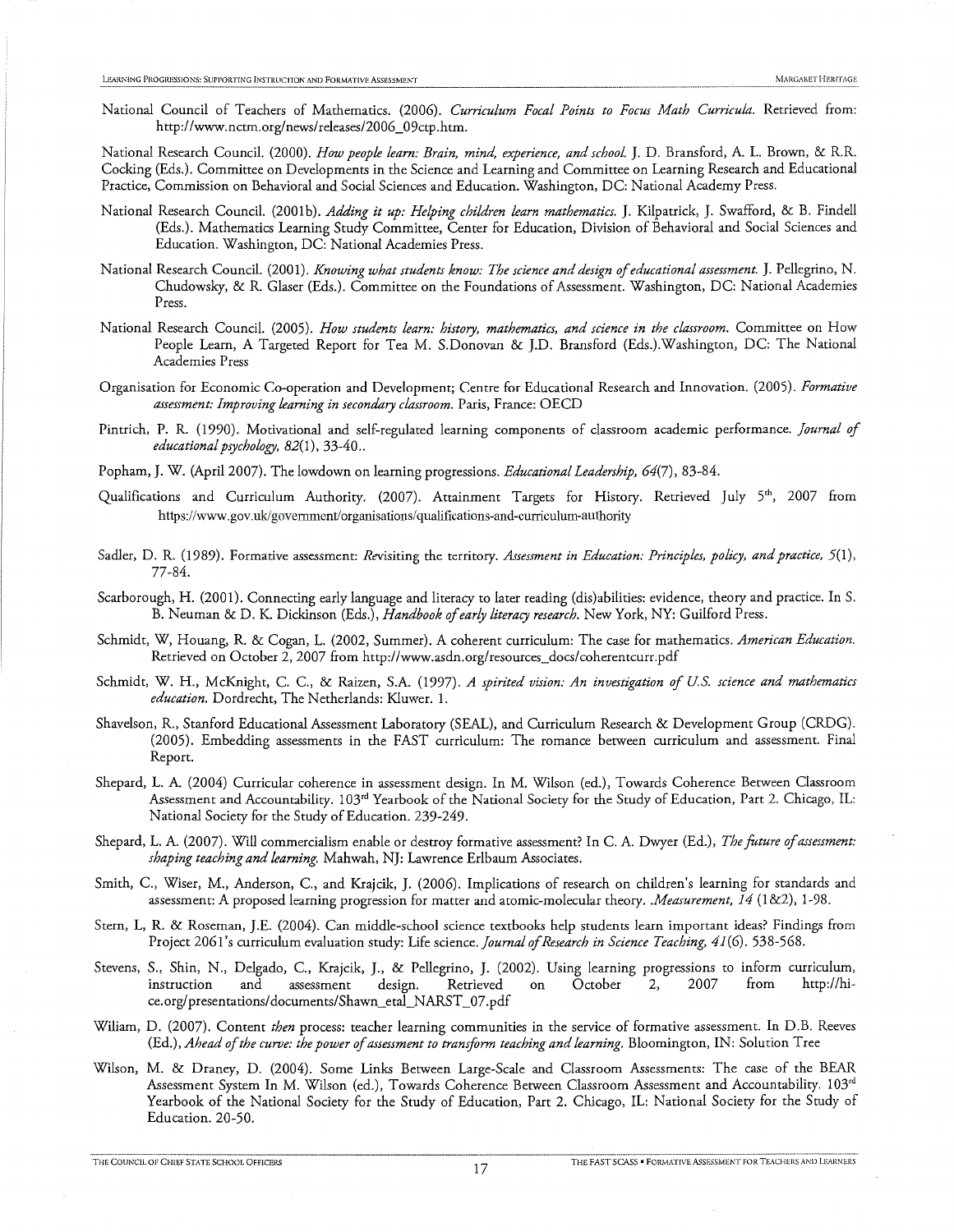National Council of Teachers of Mathematics. (2006). *Curriculum Focal Points to Focus Math Curricula.* Retrieved from: http://www.nctm.org/news/releases/2006_09ctp.htm.

National Research Council. (2000). *How people learn: Brain, mind, experience, and school.* J. D. Bransford, A. L. Brown, & R.R. Cocking (Eds.). Committee on Developments in the Science and Learning and Committee on Learning Research and Educational Practice, Commission on Behavioral and Social Sciences and Education. Washington, DC: National Academy Press.

National Research Council. (2001b). *Adding it up: Helping children learn mathematics.* J. Kilpatrick, J. Swafford, & B. Findell (Eds.). Mathematics Learning Study Committee, Center for Education, Division of Behavioral and Social Sciences and Education. Washington, DC: National Academies Press.

National Research Council. (2001). *Knowing what students know: The science and design of educational assessment.* J. Pellegrino, N. Chudowsky, & R. Glaser (Eds.). Committee on the Foundations of Assessment. Washington, DC: National Academies Press.

National Research Council. (2005). *How students learn: history, mathematics, and science in the classroom.* Committee on How People Learn, A Targeted Report for Tea M. S.Donovan & J.D. Bransford (Eds.).Washington, DC: The National Academies Press

Organisation for Economic Co-operation and Development; Centre for Educational Research and Innovation. (2005). *Formative assessment: Improving learning in secondary classroom.* Paris, France: OECD

Pintrich, P. R. (1990). Motivational and self-regulated learning components of classroom academic performance. *Journal of educational psychology, 82*(1), 33-40..

Popham, J. W. (April 2007). The lowdown on learning progressions. *Educational Leadership, 64*(7), 83-84.

Qualifications and Curriculum Authority. (2007). Attainment Targets for History. Retrieved July 5th, 2007 from https://www.gov.uk/government/organisations/qualifications-and-curriculum-authority

Sadler, D. R. (1989). Formative assessment: Revisiting the territory. *Assessment in Education: Principles, policy, and practice, 5*(1), 77-84.

Scarborough, H. (2001). Connecting early language and literacy to later reading (dis)abilities: evidence, theory and practice. In S. B. Neuman & D. K. Dickinson (Eds.), *Handbook of early literacy research.* New York, NY: Guilford Press.

Schmidt, W, Houang, R. & Cogan, L. (2002, Summer). A coherent curriculum: The case for mathematics. *American Education.* Retrieved on October 2, 2007 from http://www.asdn.org/resources_docs/coherentcurr.pdf

Schmidt, W. H., McKnight, C. C., & Raizen, S.A. (1997). *A spirited vision: An investigation of U.S. science and mathematics education.* Dordrecht, The Netherlands: Kluwer. 1.

Shavelson, R., Stanford Educational Assessment Laboratory (SEAL), and Curriculum Research & Development Group (CRDG). (2005). Embedding assessments in the FAST curriculum: The romance between curriculum and assessment. Final Report.

Shepard, L. A. (2004) Curricular coherence in assessment design. In M. Wilson (ed.), Towards Coherence Between Classroom Assessment and Accountability. 103rd Yearbook of the National Society for the Study of Education, Part 2. Chicago, IL: National Society for the Study of Education. 239-249.

Shepard, L. A. (2007). Will commercialism enable or destroy formative assessment? In C. A. Dwyer (Ed.), *The future of assessment: shaping teaching and learning.* Mahwah, NJ: Lawrence Erlbaum Associates.

Smith, C., Wiser, M., Anderson, C., and Krajcik, J. (2006). Implications of research on children's learning for standards and assessment: A proposed learning progression for matter and atomic-molecular theory. *.Measurement, 14* (1&2), 1-98.

Stern, L, R. & Roseman, J.E. (2004). Can middle-school science textbooks help students learn important ideas? Findings from Project 2061's curriculum evaluation study: Life science. *Journal of Research in Science Teaching, 41*(6). 538-568.

Stevens, S., Shin, N., Delgado, C., Krajcik, J., & Pellegrino, J. (2002). Using learning progressions to inform curriculum, instruction and assessment design. Retrieved on October 2, 2007 from http://hi-ce.org/presentations/documents/Shawn_etal_NARST_07.pdf

Wiliam, D. (2007). Content *then* process: teacher learning communities in the service of formative assessment. In D.B. Reeves (Ed.), *Ahead of the curve: the power of assessment to transform teaching and learning.* Bloomington, IN: Solution Tree

Wilson, M. & Draney, D. (2004). Some Links Between Large-Scale and Classroom Assessments: The case of the BEAR Assessment System In M. Wilson (ed.), Towards Coherence Between Classroom Assessment and Accountability. 103rd Yearbook of the National Society for the Study of Education, Part 2. Chicago, IL: National Society for the Study of Education. 20-50.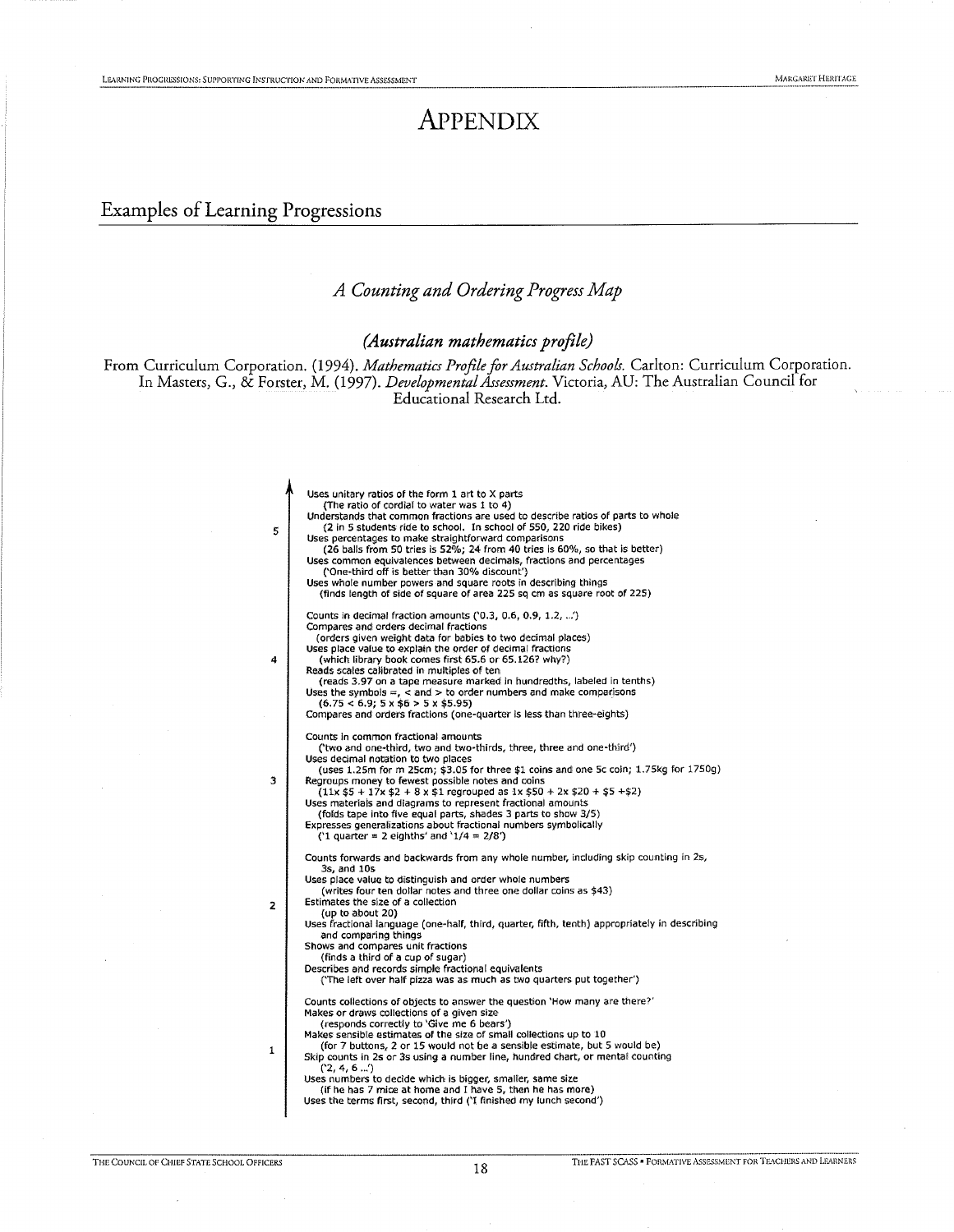# APPENDIX

## Examples of Learning Progressions

### *A Counting and Ordering Progress Map*

#### *(Australian mathematics profile)*

From Curriculum Corporation. (1994). *Mathematics Profile for Australian Schools.* Carlton: Curriculum Corporation. In Masters, G., & Forster, M. (1997). *Developmental Assessment.* Victoria, AU: The Australian Council for Educational Research Ltd.

**5**

- Uses unitary ratios of the form 1 art to X parts
  - (The ratio of cordial to water was 1 to 4)
- Understands that common fractions are used to describe ratios of parts to whole
  - (2 in 5 students ride to school. In school of 550, 220 ride bikes)
- Uses percentages to make straightforward comparisons
  - (26 balls from 50 tries is 52%; 24 from 40 tries is 60%, so that is better)
- Uses common equivalences between decimals, fractions and percentages
  - ('One-third off is better than 30% discount')
- Uses whole number powers and square roots in describing things
  - (finds length of side of square of area 225 sq cm as square root of 225)

**4**

- Counts in decimal fraction amounts ('0.3, 0.6, 0.9, 1.2, ...')
- Compares and orders decimal fractions
  - (orders given weight data for babies to two decimal places)
- Uses place value to explain the order of decimal fractions
  - (which library book comes first 65.6 or 65.126? why?)
- Reads scales calibrated in multiples of ten
  - (reads 3.97 on a tape measure marked in hundredths, labeled in tenths)
- Uses the symbols =, < and > to order numbers and make comparisons
  - (6.75 < 6.9; 5 x $6 > 5 x $5.95)
- Compares and orders fractions (one-quarter is less than three-eights)

**3**

- Counts in common fractional amounts
  - ('two and one-third, two and two-thirds, three, three and one-third')
- Uses decimal notation to two places
  - (uses 1.25m for m 25cm; $3.05 for three $1 coins and one 5c coin; 1.75kg for 1750g)
- Regroups money to fewest possible notes and coins
  - (11x $5 + 17x $2 + 8 x $1 regrouped as 1x $50 + 2x $20 + $5 +$2)
- Uses materials and diagrams to represent fractional amounts
  - (folds tape into five equal parts, shades 3 parts to show 3/5)
- Expresses generalizations about fractional numbers symbolically
  - ('1 quarter = 2 eighths' and '1/4 = 2/8')

**2**

- Counts forwards and backwards from any whole number, including skip counting in 2s, 3s, and 10s
- Uses place value to distinguish and order whole numbers
  - (writes four ten dollar notes and three one dollar coins as $43)
- Estimates the size of a collection
  - (up to about 20)
- Uses fractional language (one-half, third, quarter, fifth, tenth) appropriately in describing and comparing things
- Shows and compares unit fractions
  - (finds a third of a cup of sugar)
- Describes and records simple fractional equivalents
  - ('The left over half pizza was as much as two quarters put together')

**1**

- Counts collections of objects to answer the question 'How many are there?'
- Makes or draws collections of a given size
  - (responds correctly to 'Give me 6 bears')
- Makes sensible estimates of the size of small collections up to 10
  - (for 7 buttons, 2 or 15 would not be a sensible estimate, but 5 would be)
- Skip counts in 2s or 3s using a number line, hundred chart, or mental counting
  - ('2, 4, 6 ...')
- Uses numbers to decide which is bigger, smaller, same size
  - (if he has 7 mice at home and I have 5, then he has more)
- Uses the terms first, second, third ('I finished my lunch second')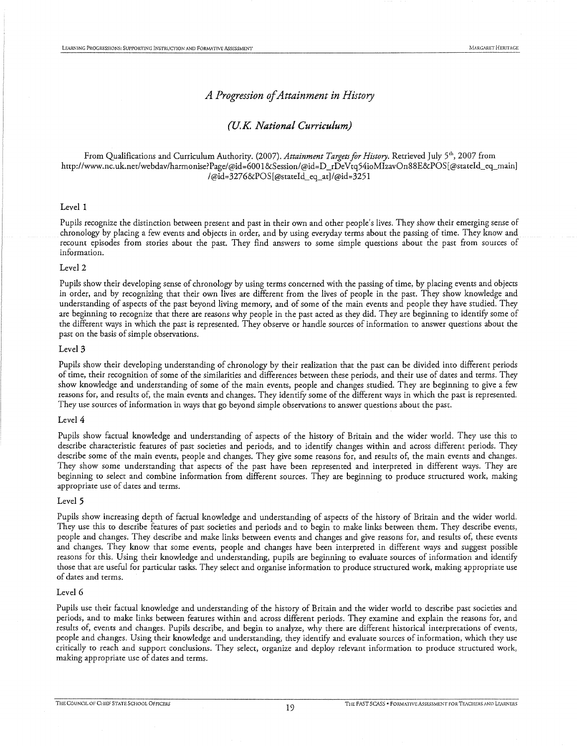# *A Progression of Attainment in History*

## *(U.K. National Curriculum)*

From Qualifications and Curriculum Authority. (2007). *Attainment Targets for History*. Retrieved July 5th, 2007 from http://www.nc.uk.net/webdav/harmonise?Page/@id=6001&Session/@id=D_rDeVtq54ioMIzavOn88E&POS[@stateId_eq_main]/@id=3276&POS[@stateId_eq_at]/@id=3251

Level 1

Pupils recognize the distinction between present and past in their own and other people's lives. They show their emerging sense of chronology by placing a few events and objects in order, and by using everyday terms about the passing of time. They know and recount episodes from stories about the past. They find answers to some simple questions about the past from sources of information.

Level 2

Pupils show their developing sense of chronology by using terms concerned with the passing of time, by placing events and objects in order, and by recognizing that their own lives are different from the lives of people in the past. They show knowledge and understanding of aspects of the past beyond living memory, and of some of the main events and people they have studied. They are beginning to recognize that there are reasons why people in the past acted as they did. They are beginning to identify some of the different ways in which the past is represented. They observe or handle sources of information to answer questions about the past on the basis of simple observations.

Level 3

Pupils show their developing understanding of chronology by their realization that the past can be divided into different periods of time, their recognition of some of the similarities and differences between these periods, and their use of dates and terms. They show knowledge and understanding of some of the main events, people and changes studied. They are beginning to give a few reasons for, and results of, the main events and changes. They identify some of the different ways in which the past is represented. They use sources of information in ways that go beyond simple observations to answer questions about the past.

Level 4

Pupils show factual knowledge and understanding of aspects of the history of Britain and the wider world. They use this to describe characteristic features of past societies and periods, and to identify changes within and across different periods. They describe some of the main events, people and changes. They give some reasons for, and results of, the main events and changes. They show some understanding that aspects of the past have been represented and interpreted in different ways. They are beginning to select and combine information from different sources. They are beginning to produce structured work, making appropriate use of dates and terms.

Level 5

Pupils show increasing depth of factual knowledge and understanding of aspects of the history of Britain and the wider world. They use this to describe features of past societies and periods and to begin to make links between them. They describe events, people and changes. They describe and make links between events and changes and give reasons for, and results of, these events and changes. They know that some events, people and changes have been interpreted in different ways and suggest possible reasons for this. Using their knowledge and understanding, pupils are beginning to evaluate sources of information and identify those that are useful for particular tasks. They select and organise information to produce structured work, making appropriate use of dates and terms.

Level 6

Pupils use their factual knowledge and understanding of the history of Britain and the wider world to describe past societies and periods, and to make links between features within and across different periods. They examine and explain the reasons for, and results of, events and changes. Pupils describe, and begin to analyze, why there are different historical interpretations of events, people and changes. Using their knowledge and understanding, they identify and evaluate sources of information, which they use critically to reach and support conclusions. They select, organize and deploy relevant information to produce structured work, making appropriate use of dates and terms.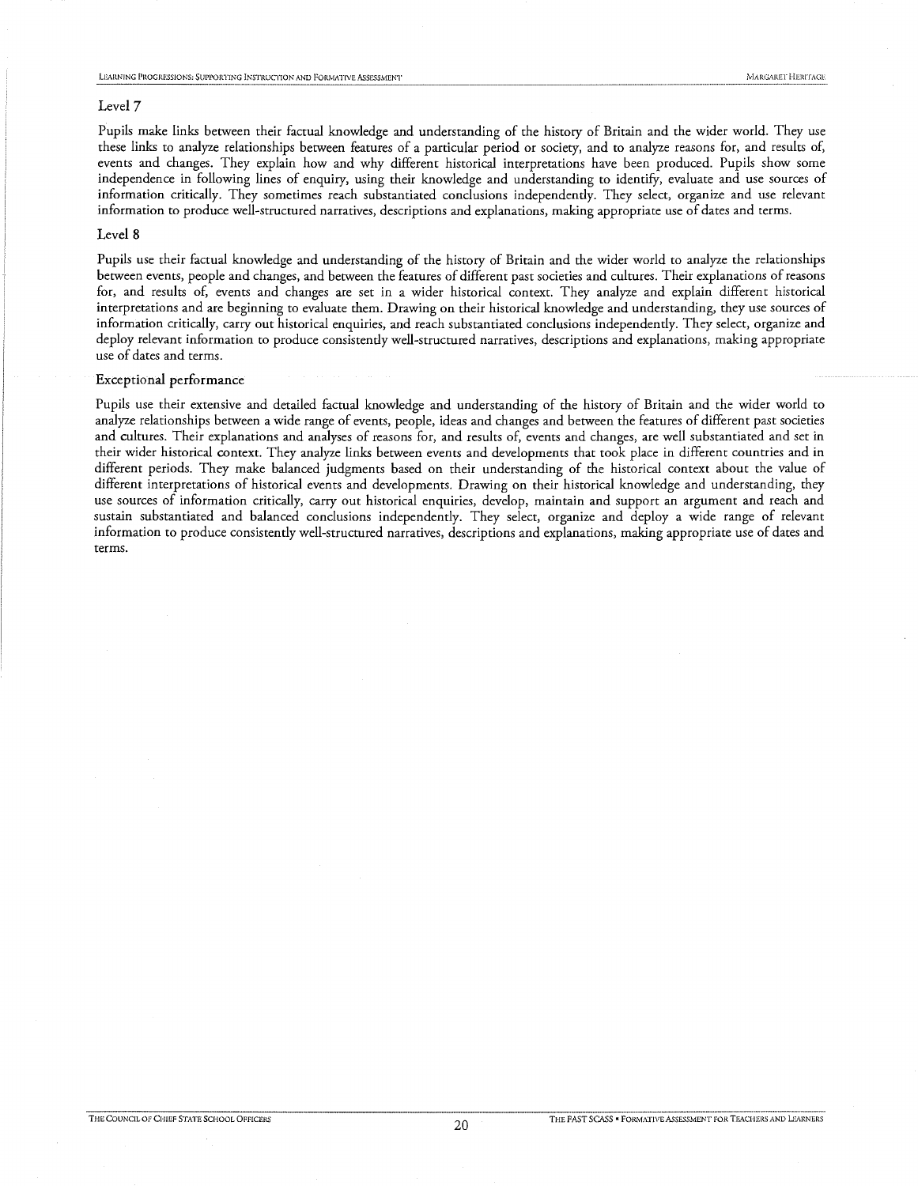### Level 7

Pupils make links between their factual knowledge and understanding of the history of Britain and the wider world. They use these links to analyze relationships between features of a particular period or society, and to analyze reasons for, and results of, events and changes. They explain how and why different historical interpretations have been produced. Pupils show some independence in following lines of enquiry, using their knowledge and understanding to identify, evaluate and use sources of information critically. They sometimes reach substantiated conclusions independently. They select, organize and use relevant information to produce well-structured narratives, descriptions and explanations, making appropriate use of dates and terms.

### Level 8

Pupils use their factual knowledge and understanding of the history of Britain and the wider world to analyze the relationships between events, people and changes, and between the features of different past societies and cultures. Their explanations of reasons for, and results of, events and changes are set in a wider historical context. They analyze and explain different historical interpretations and are beginning to evaluate them. Drawing on their historical knowledge and understanding, they use sources of information critically, carry out historical enquiries, and reach substantiated conclusions independently. They select, organize and deploy relevant information to produce consistently well-structured narratives, descriptions and explanations, making appropriate use of dates and terms.

### Exceptional performance

Pupils use their extensive and detailed factual knowledge and understanding of the history of Britain and the wider world to analyze relationships between a wide range of events, people, ideas and changes and between the features of different past societies and cultures. Their explanations and analyses of reasons for, and results of, events and changes, are well substantiated and set in their wider historical context. They analyze links between events and developments that took place in different countries and in different periods. They make balanced judgments based on their understanding of the historical context about the value of different interpretations of historical events and developments. Drawing on their historical knowledge and understanding, they use sources of information critically, carry out historical enquiries, develop, maintain and support an argument and reach and sustain substantiated and balanced conclusions independently. They select, organize and deploy a wide range of relevant information to produce consistently well-structured narratives, descriptions and explanations, making appropriate use of dates and terms.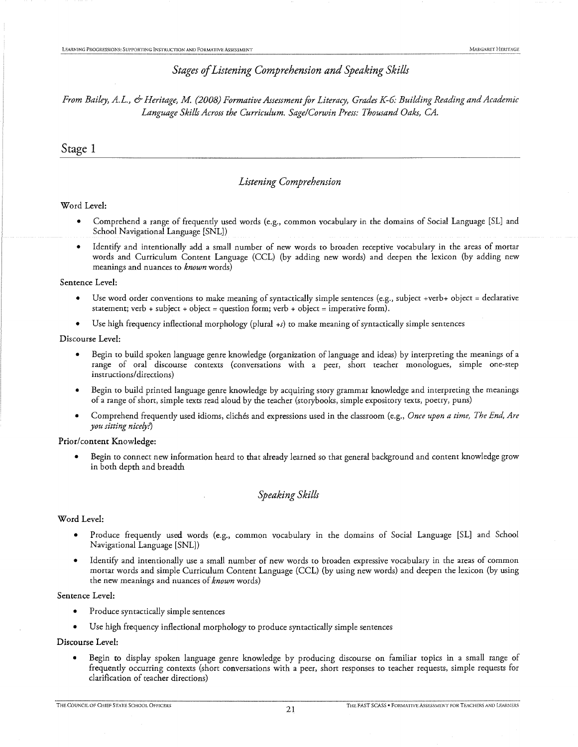## *Stages of Listening Comprehension and Speaking Skills*

*From Bailey, A.L., & Heritage, M. (2008) Formative Assessment for Literacy, Grades K-6: Building Reading and Academic Language Skills Across the Curriculum. Sage/Corwin Press: Thousand Oaks, CA.*

# Stage 1

### *Listening Comprehension*

Word Level:

- Comprehend a range of frequently used words (e.g., common vocabulary in the domains of Social Language [SL] and School Navigational Language [SNL])
- Identify and intentionally add a small number of new words to broaden receptive vocabulary in the areas of mortar words and Curriculum Content Language (CCL) (by adding new words) and deepen the lexicon (by adding new meanings and nuances to *known* words)

Sentence Level:

- Use word order conventions to make meaning of syntactically simple sentences (e.g., subject +verb+ object = declarative statement; verb + subject + object = question form; verb + object = imperative form).
- Use high frequency inflectional morphology (plural *+s*) to make meaning of syntactically simple sentences

Discourse Level:

- Begin to build spoken language genre knowledge (organization of language and ideas) by interpreting the meanings of a range of oral discourse contexts (conversations with a peer, short teacher monologues, simple one-step instructions/directions)
- Begin to build printed language genre knowledge by acquiring story grammar knowledge and interpreting the meanings of a range of short, simple texts read aloud by the teacher (storybooks, simple expository texts, poetry, puns)
- Comprehend frequently used idioms, clichés and expressions used in the classroom (e.g., *Once upon a time, The End, Are you sitting nicely?*)

Prior/content Knowledge:

- Begin to connect new information heard to that already learned so that general background and content knowledge grow in both depth and breadth

### *Speaking Skills*

Word Level:

- Produce frequently used words (e.g., common vocabulary in the domains of Social Language [SL] and School Navigational Language [SNL])
- Identify and intentionally use a small number of new words to broaden expressive vocabulary in the areas of common mortar words and simple Curriculum Content Language (CCL) (by using new words) and deepen the lexicon (by using the new meanings and nuances of *known* words)

Sentence Level:

- Produce syntactically simple sentences
- Use high frequency inflectional morphology to produce syntactically simple sentences

Discourse Level:

- Begin to display spoken language genre knowledge by producing discourse on familiar topics in a small range of frequently occurring contexts (short conversations with a peer, short responses to teacher requests, simple requests for clarification of teacher directions)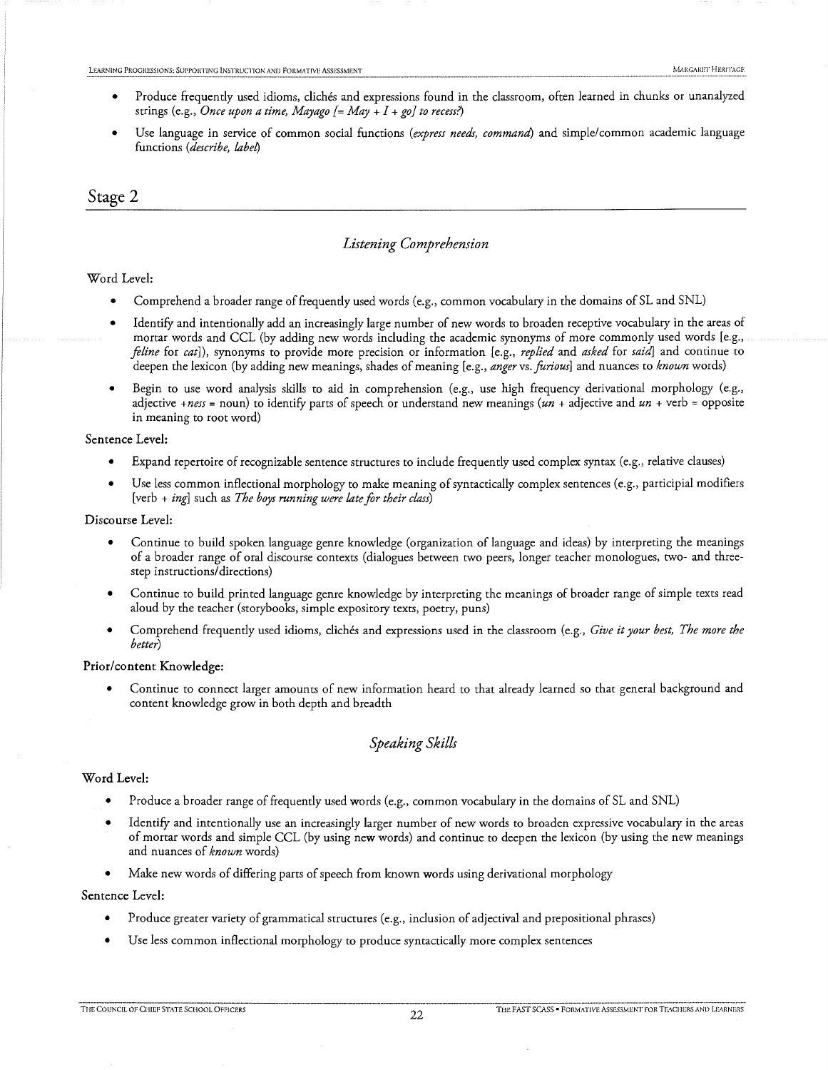- Produce frequently used idioms, clichés and expressions found in the classroom, often learned in chunks or unanalyzed strings (e.g., *Once upon a time, Mayago [= May + I + go] to recess?*)
- Use language in service of common social functions (*express needs, command*) and simple/common academic language functions (*describe, label*)

## Stage 2

### *Listening Comprehension*

Word Level:

- Comprehend a broader range of frequently used words (e.g., common vocabulary in the domains of SL and SNL)
- Identify and intentionally add an increasingly large number of new words to broaden receptive vocabulary in the areas of mortar words and CCL (by adding new words including the academic synonyms of more commonly used words [e.g., *feline* for *cat*]), synonyms to provide more precision or information [e.g., *replied* and *asked* for *said*] and continue to deepen the lexicon (by adding new meanings, shades of meaning [e.g., *anger* vs. *furious*] and nuances to *known* words)
- Begin to use word analysis skills to aid in comprehension (e.g., use high frequency derivational morphology (e.g., adjective +*ness* = noun) to identify parts of speech or understand new meanings (*un* + adjective and *un* + verb = opposite in meaning to root word)

Sentence Level:

- Expand repertoire of recognizable sentence structures to include frequently used complex syntax (e.g., relative clauses)
- Use less common inflectional morphology to make meaning of syntactically complex sentences (e.g., participial modifiers [verb + *ing*] such as *The boys running were late for their class*)

Discourse Level:

- Continue to build spoken language genre knowledge (organization of language and ideas) by interpreting the meanings of a broader range of oral discourse contexts (dialogues between two peers, longer teacher monologues, two- and three-step instructions/directions)
- Continue to build printed language genre knowledge by interpreting the meanings of broader range of simple texts read aloud by the teacher (storybooks, simple expository texts, poetry, puns)
- Comprehend frequently used idioms, clichés and expressions used in the classroom (e.g., *Give it your best, The more the better*)

Prior/content Knowledge:

- Continue to connect larger amounts of new information heard to that already learned so that general background and content knowledge grow in both depth and breadth

### *Speaking Skills*

Word Level:

- Produce a broader range of frequently used words (e.g., common vocabulary in the domains of SL and SNL)
- Identify and intentionally use an increasingly larger number of new words to broaden expressive vocabulary in the areas of mortar words and simple CCL (by using new words) and continue to deepen the lexicon (by using the new meanings and nuances of *known* words)
- Make new words of differing parts of speech from known words using derivational morphology

Sentence Level:

- Produce greater variety of grammatical structures (e.g., inclusion of adjectival and prepositional phrases)
- Use less common inflectional morphology to produce syntactically more complex sentences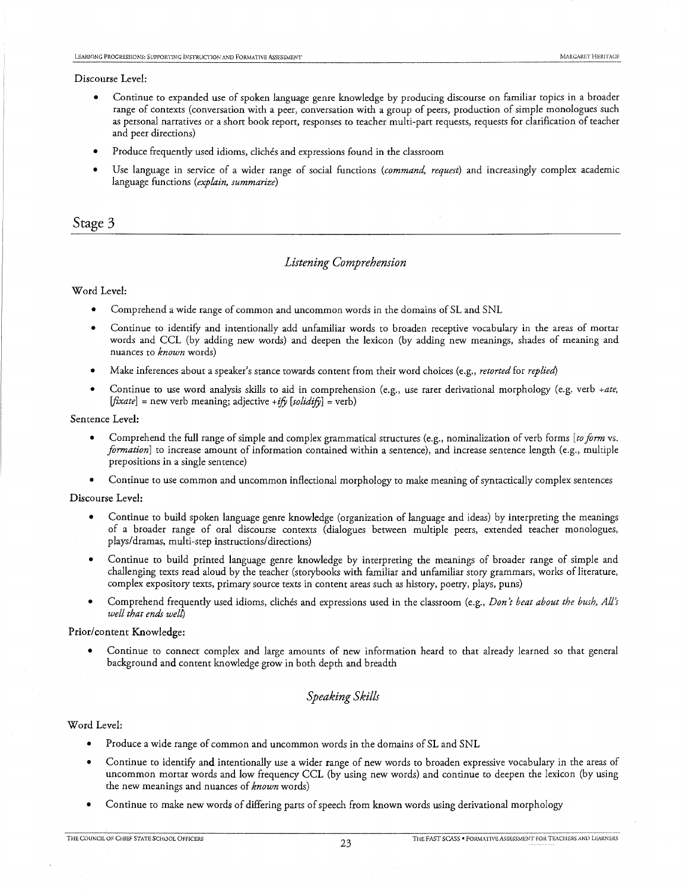Discourse Level:

- Continue to expanded use of spoken language genre knowledge by producing discourse on familiar topics in a broader range of contexts (conversation with a peer, conversation with a group of peers, production of simple monologues such as personal narratives or a short book report, responses to teacher multi-part requests, requests for clarification of teacher and peer directions)
- Produce frequently used idioms, clichés and expressions found in the classroom
- Use language in service of a wider range of social functions (*command, request*) and increasingly complex academic language functions (*explain, summarize*)

## Stage 3

### *Listening Comprehension*

Word Level:

- Comprehend a wide range of common and uncommon words in the domains of SL and SNL
- Continue to identify and intentionally add unfamiliar words to broaden receptive vocabulary in the areas of mortar words and CCL (by adding new words) and deepen the lexicon (by adding new meanings, shades of meaning and nuances to *known* words)
- Make inferences about a speaker's stance towards content from their word choices (e.g., *retorted* for *replied*)
- Continue to use word analysis skills to aid in comprehension (e.g., use rarer derivational morphology (e.g. verb *+ate*, [*fixate*] = new verb meaning; adjective *+ify* [*solidify*] = verb)

Sentence Level:

- Comprehend the full range of simple and complex grammatical structures (e.g., nominalization of verb forms [*to form* vs. *formation*] to increase amount of information contained within a sentence), and increase sentence length (e.g., multiple prepositions in a single sentence)
- Continue to use common and uncommon inflectional morphology to make meaning of syntactically complex sentences

Discourse Level:

- Continue to build spoken language genre knowledge (organization of language and ideas) by interpreting the meanings of a broader range of oral discourse contexts (dialogues between multiple peers, extended teacher monologues, plays/dramas, multi-step instructions/directions)
- Continue to build printed language genre knowledge by interpreting the meanings of broader range of simple and challenging texts read aloud by the teacher (storybooks with familiar and unfamiliar story grammars, works of literature, complex expository texts, primary source texts in content areas such as history, poetry, plays, puns)
- Comprehend frequently used idioms, clichés and expressions used in the classroom (e.g., *Don't beat about the bush, All's well that ends well*)

Prior/content Knowledge:

- Continue to connect complex and large amounts of new information heard to that already learned so that general background and content knowledge grow in both depth and breadth

### *Speaking Skills*

Word Level:

- Produce a wide range of common and uncommon words in the domains of SL and SNL
- Continue to identify and intentionally use a wider range of new words to broaden expressive vocabulary in the areas of uncommon mortar words and low frequency CCL (by using new words) and continue to deepen the lexicon (by using the new meanings and nuances of *known* words)
- Continue to make new words of differing parts of speech from known words using derivational morphology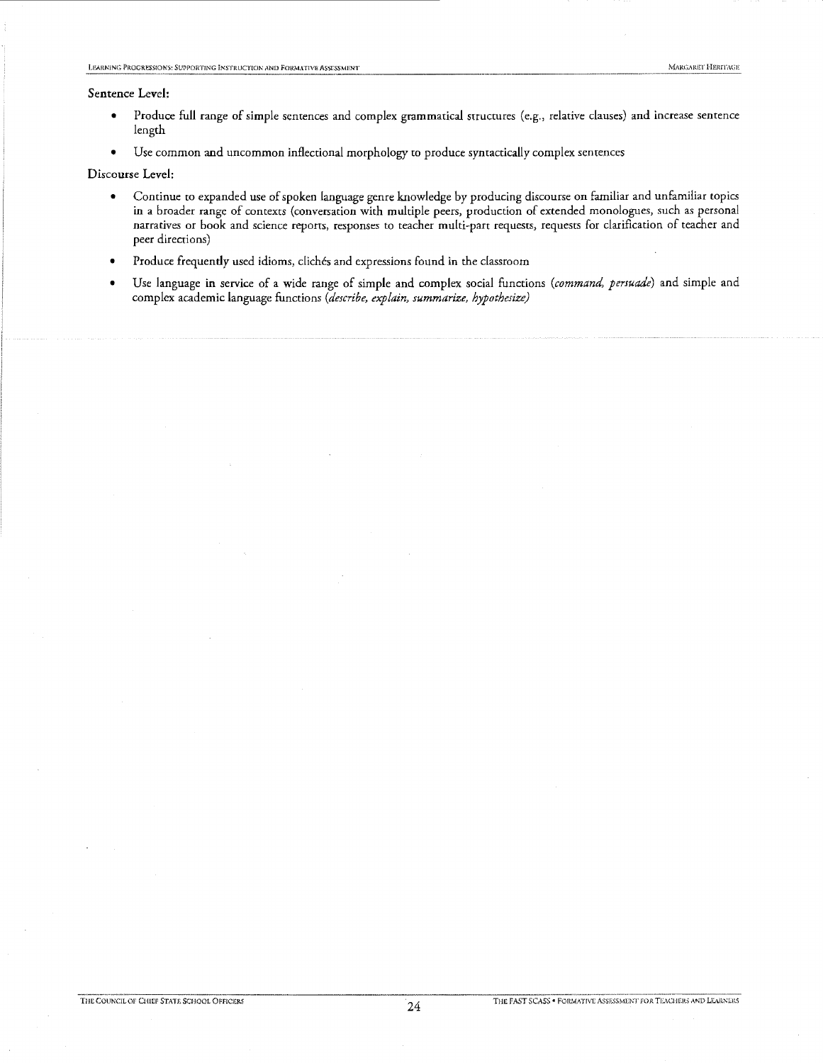**Sentence Level:**

- Produce full range of simple sentences and complex grammatical structures (e.g., relative clauses) and increase sentence length
- Use common and uncommon inflectional morphology to produce syntactically complex sentences

**Discourse Level:**

- Continue to expanded use of spoken language genre knowledge by producing discourse on familiar and unfamiliar topics in a broader range of contexts (conversation with multiple peers, production of extended monologues, such as personal narratives or book and science reports, responses to teacher multi-part requests, requests for clarification of teacher and peer directions)
- Produce frequently used idioms, clichés and expressions found in the classroom
- Use language in service of a wide range of simple and complex social functions (*command, persuade*) and simple and complex academic language functions (*describe, explain, summarize, hypothesize)*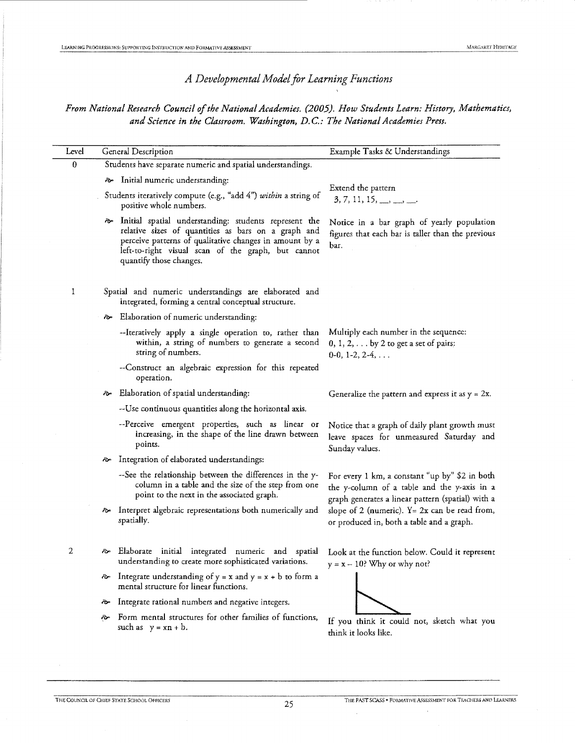## *A Developmental Model for Learning Functions*

*From National Research Council of the National Academies. (2005). How Students Learn: History, Mathematics, and Science in the Classroom. Washington, D.C.: The National Academies Press.*

| Level | General Description | Example Tasks & Understandings |
|---|---|---|
| 0 | Students have separate numeric and spatial understandings. | |
| | • Initial numeric understanding: Students iteratively compute (e.g., "add 4") *within* a string of positive whole numbers. | Extend the pattern 3, 7, 11, 15, \_\_, \_\_, \_\_. |
| | • Initial spatial understanding: students represent the relative sizes of quantities as bars on a graph and perceive patterns of qualitative changes in amount by a left-to-right visual scan of the graph, but cannot quantify those changes. | Notice in a bar graph of yearly population figures that each bar is taller than the previous bar. |
| 1 | Spatial and numeric understandings are elaborated and integrated, forming a central conceptual structure. | |
| | • Elaboration of numeric understanding: | |
| | --Iteratively apply a single operation to, rather than within, a string of numbers to generate a second string of numbers. | Multiply each number in the sequence: 0, 1, 2, . . . by 2 to get a set of pairs: 0-0, 1-2, 2-4, . . . |
| | --Construct an algebraic expression for this repeated operation. | |
| | • Elaboration of spatial understanding: | Generalize the pattern and express it as $y = 2x$. |
| | --Use continuous quantities along the horizontal axis. | |
| | --Perceive emergent properties, such as linear or increasing, in the shape of the line drawn between points. | Notice that a graph of daily plant growth must leave spaces for unmeasured Saturday and Sunday values. |
| | • Integration of elaborated understandings: | |
| | --See the relationship between the differences in the y-column in a table and the size of the step from one point to the next in the associated graph. | For every 1 km, a constant "up by" \$2 in both the y-column of a table and the y-axis in a graph generates a linear pattern (spatial) with a slope of 2 (numeric). $Y = 2x$ can be read from, or produced in, both a table and a graph. |
| | • Interpret algebraic representations both numerically and spatially. | |
| 2 | • Elaborate initial integrated numeric and spatial understanding to create more sophisticated variations. | Look at the function below. Could it represent $y = x - 10$? Why or why not? |
| | • Integrate understanding of $y = x$ and $y = x + b$ to form a mental structure for linear functions. | |
| | • Integrate rational numbers and negative integers. | |
| | • Form mental structures for other families of functions, such as $y = xn + b$. | If you think it could not, sketch what you think it looks like. |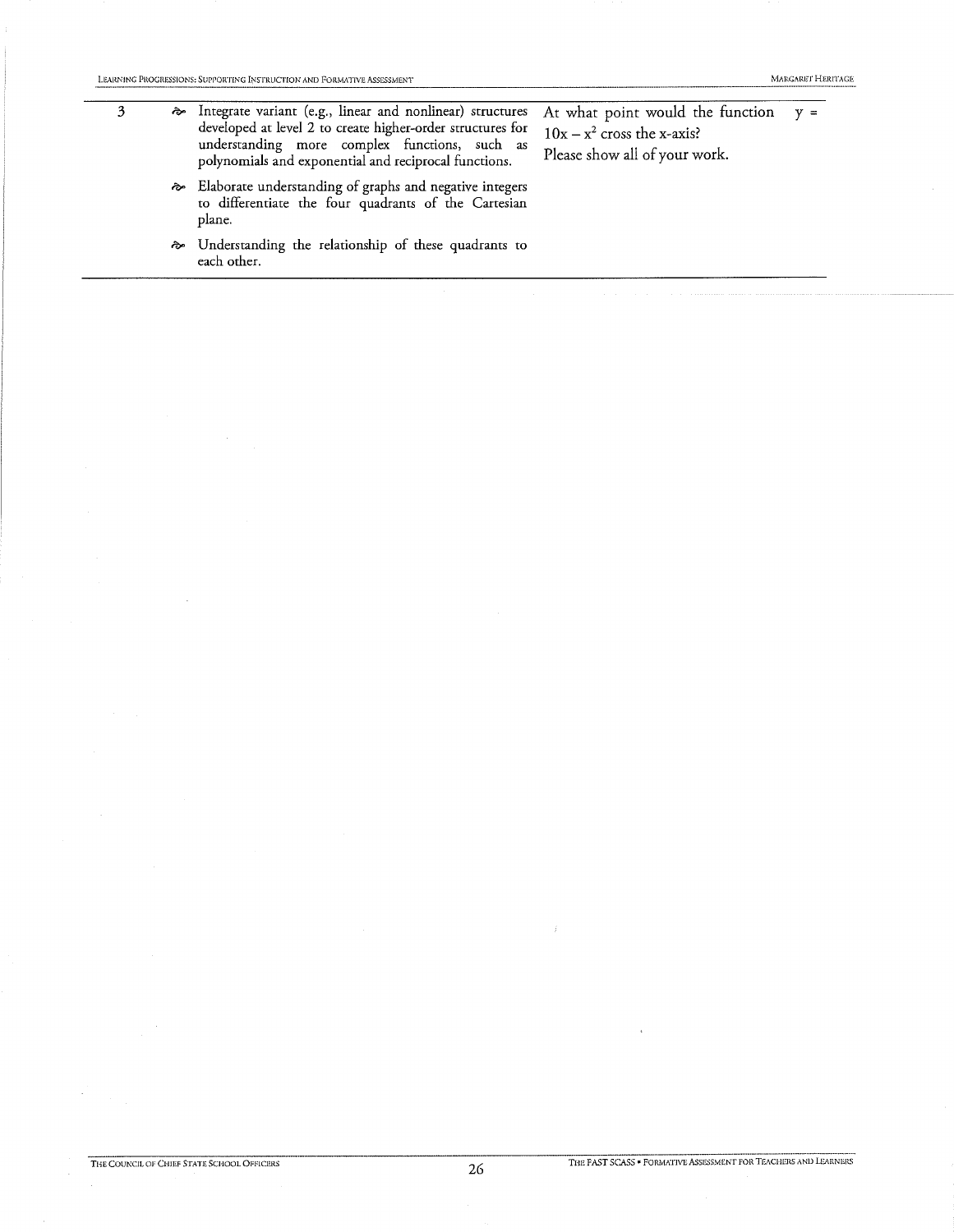| | | |
|---|---|---|
| 3 | • Integrate variant (e.g., linear and nonlinear) structures developed at level 2 to create higher-order structures for understanding more complex functions, such as polynomials and exponential and reciprocal functions.<br>• Elaborate understanding of graphs and negative integers to differentiate the four quadrants of the Cartesian plane.<br>• Understanding the relationship of these quadrants to each other. | At what point would the function $y = 10x - x^2$ cross the x-axis?<br>Please show all of your work. |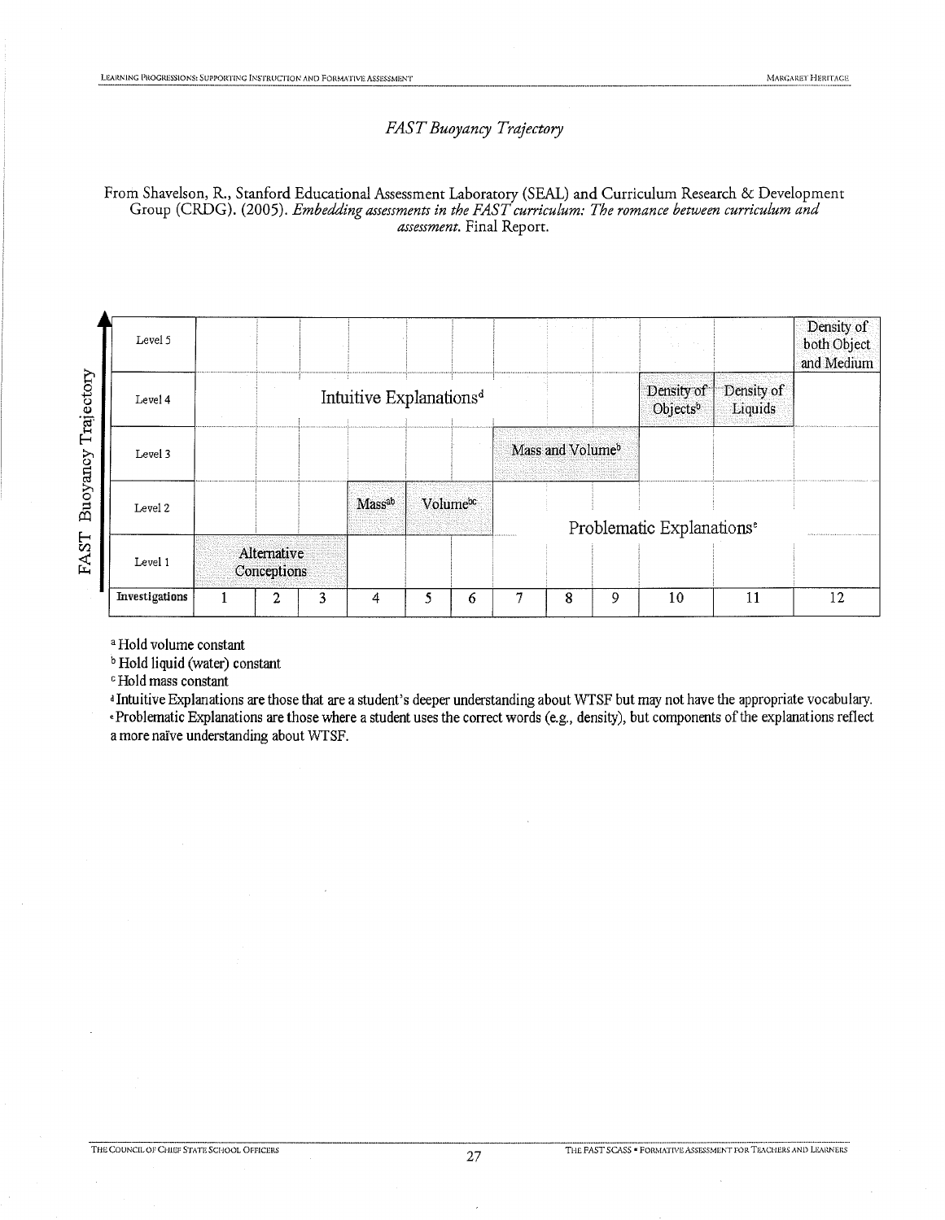*FAST Buoyancy Trajectory*

From Shavelson, R., Stanford Educational Assessment Laboratory (SEAL) and Curriculum Research & Development Group (CRDG). (2005). *Embedding assessments in the FAST curriculum: The romance between curriculum and assessment.* Final Report.

| FAST Buoyancy Trajectory | 1 | 2 | 3 | 4 | 5 | 6 | 7 | 8 | 9 | 10 | 11 | 12 |
|---|---|---|---|---|---|---|---|---|---|---|---|---|
| Level 5 | | | | | | | | | | | | Density of both Object and Medium |
| Level 4 | Intuitive Explanations[d] | | | | | | | | | Density of Objects[b] | Density of Liquids | |
| Level 3 | | | | | | | Mass and Volume[b] | | | | | |
| Level 2 | | | | Mass[ab] | Volume[bc] | | Problematic Explanations[e] | | | | | |
| Level 1 | Alternative Conceptions | | | | | | | | | | | |
| Investigations | 1 | 2 | 3 | 4 | 5 | 6 | 7 | 8 | 9 | 10 | 11 | 12 |

[a] Hold volume constant

[b] Hold liquid (water) constant

[c] Hold mass constant

[d] Intuitive Explanations are those that are a student's deeper understanding about WTSF but may not have the appropriate vocabulary.

[e] Problematic Explanations are those where a student uses the correct words (e.g., density), but components of the explanations reflect a more naïve understanding about WTSF.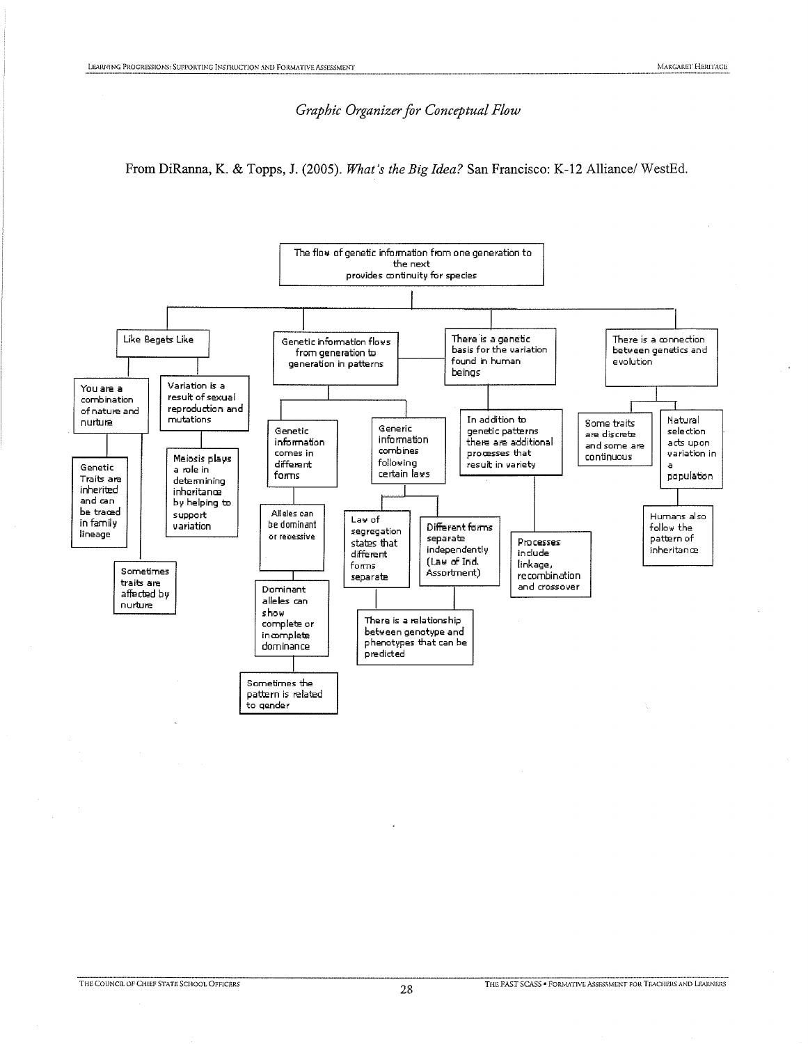*Graphic Organizer for Conceptual Flow*

From DiRanna, K. & Topps, J. (2005). *What's the Big Idea?* San Francisco: K-12 Alliance/ WestEd.

- The flow of genetic information from one generation to the next provides continuity for species
  - Like Begets Like
    - You are a combination of nature and nurture
      - Genetic Traits are inherited and can be traced in family lineage
      - Sometimes traits are affected by nurture
    - Variation is a result of sexual reproduction and mutations
      - Meiosis plays a role in determining inheritance by helping to support variation
  - Genetic information flows from generation to generation in patterns
    - Genetic information comes in different forms
      - Alleles can be dominant or recessive
        - Dominant alleles can show complete or incomplete dominance
          - Sometimes the pattern is related to gender
    - Generic information combines following certain laws
      - Law of segregation states that different forms separate
      - Different forms separate independently (Law of Ind. Assortment)
      - There is a relationship between genotype and phenotypes that can be predicted
  - There is a genetic basis for the variation found in human beings
    - In addition to genetic patterns there are additional processes that result in variety
      - Processes include linkage, recombination and crossover
  - There is a connection between genetics and evolution
    - Some traits are discrete and some are continuous
    - Natural selection acts upon variation in a population
      - Humans also follow the pattern of inheritance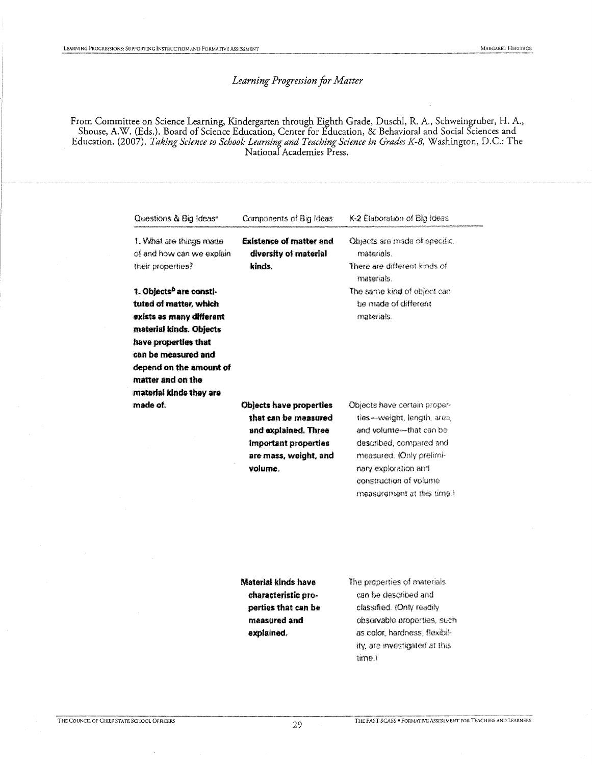*Learning Progression for Matter*

From Committee on Science Learning, Kindergarten through Eighth Grade, Duschl, R. A., Schweingruber, H. A., Shouse, A.W. (Eds.). Board of Science Education, Center for Education, & Behavioral and Social Sciences and Education. (2007). *Taking Science to School: Learning and Teaching Science in Grades K-8,* Washington, D.C.: The National Academies Press.

| Questions & Big Ideas[a] | Components of Big Ideas | K-2 Elaboration of Big Ideas |
|---|---|---|
| 1. What are things made of and how can we explain their properties?<br><br>**1. Objects[b] are constituted of matter, which exists as many different material kinds. Objects have properties that can be measured and depend on the amount of matter and on the material kinds they are made of.** | **Existence of matter and diversity of material kinds.** | Objects are made of specific materials.<br>There are different kinds of materials.<br>The same kind of object can be made of different materials. |
| | **Objects have properties that can be measured and explained. Three important properties are mass, weight, and volume.** | Objects have certain properties—weight, length, area, and volume—that can be described, compared and measured. (Only preliminary exploration and construction of volume measurement at this time.) |
| | **Material kinds have characteristic properties that can be measured and explained.** | The properties of materials can be described and classified. (Only readily observable properties, such as color, hardness, flexibility, are investigated at this time.) |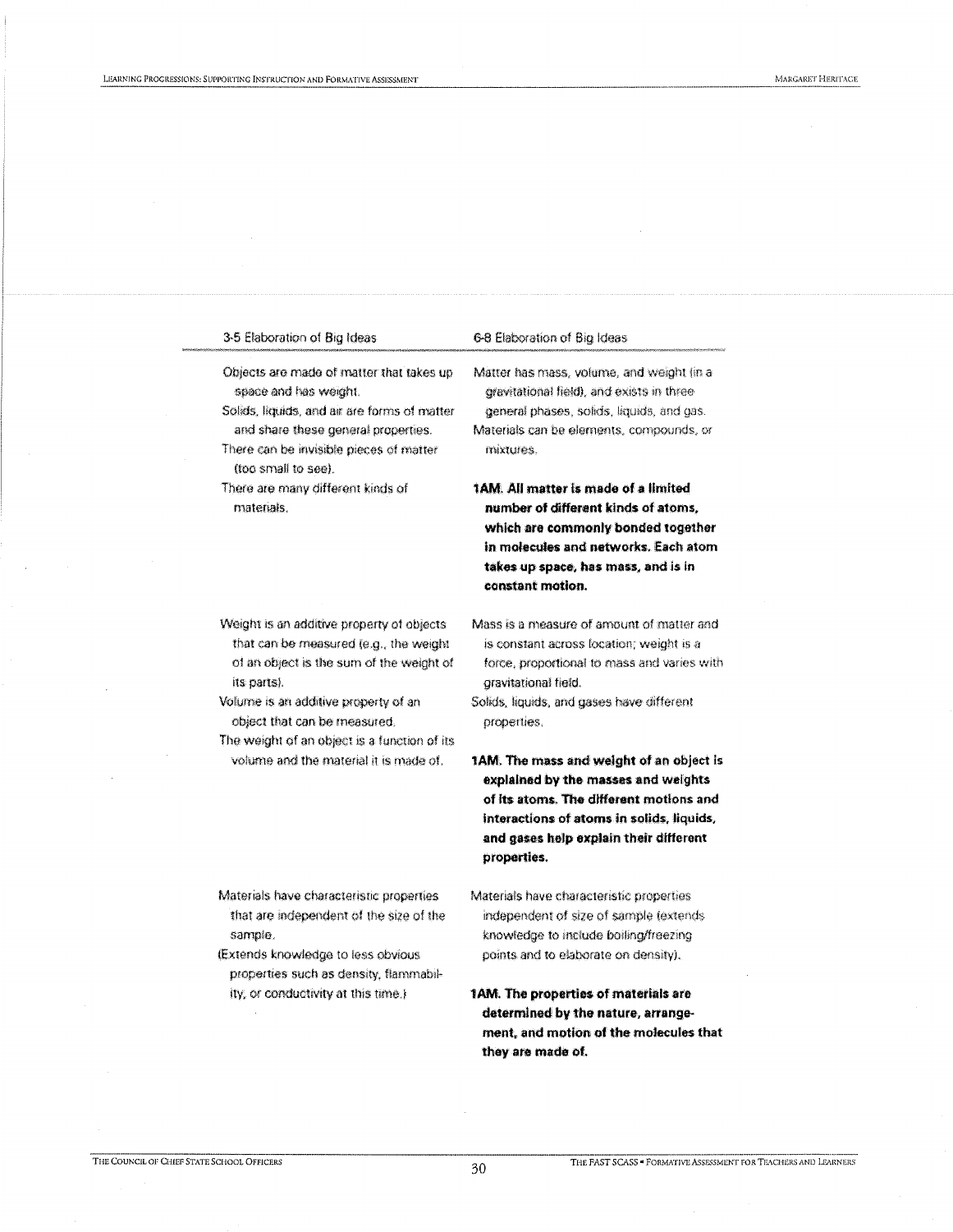| 3-5 Elaboration of Big Ideas | 6-8 Elaboration of Big Ideas |
| --- | --- |
| Objects are made of matter that takes up space and has weight.<br>Solids, liquids, and air are forms of matter and share these general properties.<br>There can be invisible pieces of matter (too small to see).<br>There are many different kinds of materials. | Matter has mass, volume, and weight (in a gravitational field), and exists in three general phases, solids, liquids, and gas.<br>Materials can be elements, compounds, or mixtures.<br><br>**1AM. All matter is made of a limited number of different kinds of atoms, which are commonly bonded together in molecules and networks. Each atom takes up space, has mass, and is in constant motion.** |
| Weight is an additive property of objects that can be measured (e.g., the weight of an object is the sum of the weight of its parts).<br>Volume is an additive property of an object that can be measured.<br>The weight of an object is a function of its volume and the material it is made of. | Mass is a measure of amount of matter and is constant across location; weight is a force, proportional to mass and varies with gravitational field.<br>Solids, liquids, and gases have different properties.<br><br>**1AM. The mass and weight of an object is explained by the masses and weights of its atoms. The different motions and interactions of atoms in solids, liquids, and gases help explain their different properties.** |
| Materials have characteristic properties that are independent of the size of the sample.<br>(Extends knowledge to less obvious properties such as density, flammability, or conductivity at this time.) | Materials have characteristic properties independent of size of sample (extends knowledge to include boiling/freezing points and to elaborate on density).<br><br>**1AM. The properties of materials are determined by the nature, arrangement, and motion of the molecules that they are made of.** |